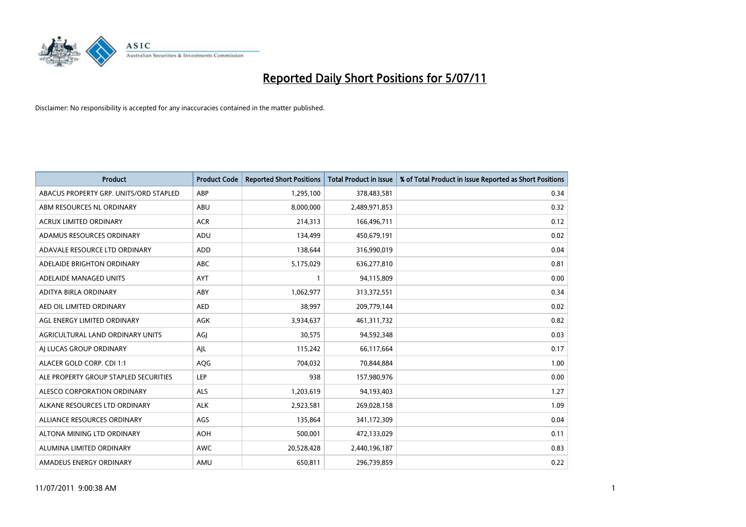# Reported Daily Short Positions for 5/07/11

Disclaimer: No responsibility is accepted for any inaccuracies contained in the matter published.

| Product | Product Code | Reported Short Positions | Total Product in Issue | % of Total Product in Issue Reported as Short Positions |
|---|---|---|---|---|
| ABACUS PROPERTY GRP. UNITS/ORD STAPLED | ABP | 1,295,100 | 378,483,581 | 0.34 |
| ABM RESOURCES NL ORDINARY | ABU | 8,000,000 | 2,489,971,853 | 0.32 |
| ACRUX LIMITED ORDINARY | ACR | 214,313 | 166,496,711 | 0.12 |
| ADAMUS RESOURCES ORDINARY | ADU | 134,499 | 450,679,191 | 0.02 |
| ADAVALE RESOURCE LTD ORDINARY | ADD | 138,644 | 316,990,019 | 0.04 |
| ADELAIDE BRIGHTON ORDINARY | ABC | 5,175,029 | 636,277,810 | 0.81 |
| ADELAIDE MANAGED UNITS | AYT | 1 | 94,115,809 | 0.00 |
| ADITYA BIRLA ORDINARY | ABY | 1,062,977 | 313,372,551 | 0.34 |
| AED OIL LIMITED ORDINARY | AED | 38,997 | 209,779,144 | 0.02 |
| AGL ENERGY LIMITED ORDINARY | AGK | 3,934,637 | 461,311,732 | 0.82 |
| AGRICULTURAL LAND ORDINARY UNITS | AGJ | 30,575 | 94,592,348 | 0.03 |
| AJ LUCAS GROUP ORDINARY | AJL | 115,242 | 66,117,664 | 0.17 |
| ALACER GOLD CORP. CDI 1:1 | AQG | 704,032 | 70,844,884 | 1.00 |
| ALE PROPERTY GROUP STAPLED SECURITIES | LEP | 938 | 157,980,976 | 0.00 |
| ALESCO CORPORATION ORDINARY | ALS | 1,203,619 | 94,193,403 | 1.27 |
| ALKANE RESOURCES LTD ORDINARY | ALK | 2,923,581 | 269,028,158 | 1.09 |
| ALLIANCE RESOURCES ORDINARY | AGS | 135,864 | 341,172,309 | 0.04 |
| ALTONA MINING LTD ORDINARY | AOH | 500,001 | 472,133,029 | 0.11 |
| ALUMINA LIMITED ORDINARY | AWC | 20,528,428 | 2,440,196,187 | 0.83 |
| AMADEUS ENERGY ORDINARY | AMU | 650,811 | 296,739,859 | 0.22 |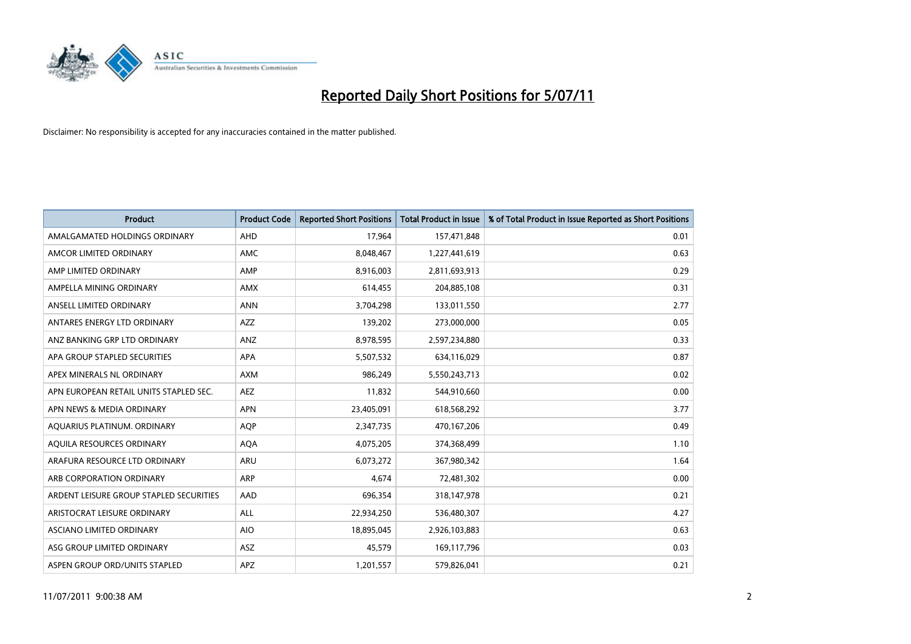# Reported Daily Short Positions for 5/07/11

Disclaimer: No responsibility is accepted for any inaccuracies contained in the matter published.

| Product | Product Code | Reported Short Positions | Total Product in Issue | % of Total Product in Issue Reported as Short Positions |
|---|---|---|---|---|
| AMALGAMATED HOLDINGS ORDINARY | AHD | 17,964 | 157,471,848 | 0.01 |
| AMCOR LIMITED ORDINARY | AMC | 8,048,467 | 1,227,441,619 | 0.63 |
| AMP LIMITED ORDINARY | AMP | 8,916,003 | 2,811,693,913 | 0.29 |
| AMPELLA MINING ORDINARY | AMX | 614,455 | 204,885,108 | 0.31 |
| ANSELL LIMITED ORDINARY | ANN | 3,704,298 | 133,011,550 | 2.77 |
| ANTARES ENERGY LTD ORDINARY | AZZ | 139,202 | 273,000,000 | 0.05 |
| ANZ BANKING GRP LTD ORDINARY | ANZ | 8,978,595 | 2,597,234,880 | 0.33 |
| APA GROUP STAPLED SECURITIES | APA | 5,507,532 | 634,116,029 | 0.87 |
| APEX MINERALS NL ORDINARY | AXM | 986,249 | 5,550,243,713 | 0.02 |
| APN EUROPEAN RETAIL UNITS STAPLED SEC. | AEZ | 11,832 | 544,910,660 | 0.00 |
| APN NEWS & MEDIA ORDINARY | APN | 23,405,091 | 618,568,292 | 3.77 |
| AQUARIUS PLATINUM. ORDINARY | AQP | 2,347,735 | 470,167,206 | 0.49 |
| AQUILA RESOURCES ORDINARY | AQA | 4,075,205 | 374,368,499 | 1.10 |
| ARAFURA RESOURCE LTD ORDINARY | ARU | 6,073,272 | 367,980,342 | 1.64 |
| ARB CORPORATION ORDINARY | ARP | 4,674 | 72,481,302 | 0.00 |
| ARDENT LEISURE GROUP STAPLED SECURITIES | AAD | 696,354 | 318,147,978 | 0.21 |
| ARISTOCRAT LEISURE ORDINARY | ALL | 22,934,250 | 536,480,307 | 4.27 |
| ASCIANO LIMITED ORDINARY | AIO | 18,895,045 | 2,926,103,883 | 0.63 |
| ASG GROUP LIMITED ORDINARY | ASZ | 45,579 | 169,117,796 | 0.03 |
| ASPEN GROUP ORD/UNITS STAPLED | APZ | 1,201,557 | 579,826,041 | 0.21 |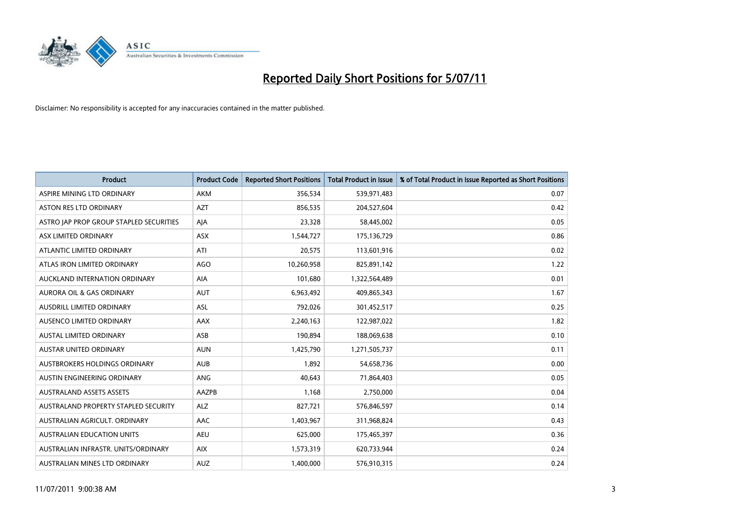# Reported Daily Short Positions for 5/07/11

Disclaimer: No responsibility is accepted for any inaccuracies contained in the matter published.

| Product | Product Code | Reported Short Positions | Total Product in Issue | % of Total Product in Issue Reported as Short Positions |
|---|---|---|---|---|
| ASPIRE MINING LTD ORDINARY | AKM | 356,534 | 539,971,483 | 0.07 |
| ASTON RES LTD ORDINARY | AZT | 856,535 | 204,527,604 | 0.42 |
| ASTRO JAP PROP GROUP STAPLED SECURITIES | AJA | 23,328 | 58,445,002 | 0.05 |
| ASX LIMITED ORDINARY | ASX | 1,544,727 | 175,136,729 | 0.86 |
| ATLANTIC LIMITED ORDINARY | ATI | 20,575 | 113,601,916 | 0.02 |
| ATLAS IRON LIMITED ORDINARY | AGO | 10,260,958 | 825,891,142 | 1.22 |
| AUCKLAND INTERNATION ORDINARY | AIA | 101,680 | 1,322,564,489 | 0.01 |
| AURORA OIL & GAS ORDINARY | AUT | 6,963,492 | 409,865,343 | 1.67 |
| AUSDRILL LIMITED ORDINARY | ASL | 792,026 | 301,452,517 | 0.25 |
| AUSENCO LIMITED ORDINARY | AAX | 2,240,163 | 122,987,022 | 1.82 |
| AUSTAL LIMITED ORDINARY | ASB | 190,894 | 188,069,638 | 0.10 |
| AUSTAR UNITED ORDINARY | AUN | 1,425,790 | 1,271,505,737 | 0.11 |
| AUSTBROKERS HOLDINGS ORDINARY | AUB | 1,892 | 54,658,736 | 0.00 |
| AUSTIN ENGINEERING ORDINARY | ANG | 40,643 | 71,864,403 | 0.05 |
| AUSTRALAND ASSETS ASSETS | AAZPB | 1,168 | 2,750,000 | 0.04 |
| AUSTRALAND PROPERTY STAPLED SECURITY | ALZ | 827,721 | 576,846,597 | 0.14 |
| AUSTRALIAN AGRICULT. ORDINARY | AAC | 1,403,967 | 311,968,824 | 0.43 |
| AUSTRALIAN EDUCATION UNITS | AEU | 625,000 | 175,465,397 | 0.36 |
| AUSTRALIAN INFRASTR. UNITS/ORDINARY | AIX | 1,573,319 | 620,733,944 | 0.24 |
| AUSTRALIAN MINES LTD ORDINARY | AUZ | 1,400,000 | 576,910,315 | 0.24 |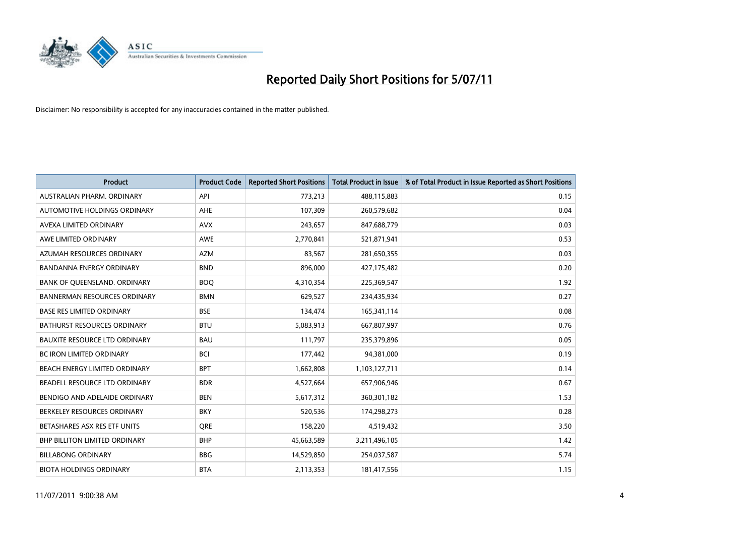# Reported Daily Short Positions for 5/07/11

Disclaimer: No responsibility is accepted for any inaccuracies contained in the matter published.

| Product | Product Code | Reported Short Positions | Total Product in Issue | % of Total Product in Issue Reported as Short Positions |
|---|---|---|---|---|
| AUSTRALIAN PHARM. ORDINARY | API | 773,213 | 488,115,883 | 0.15 |
| AUTOMOTIVE HOLDINGS ORDINARY | AHE | 107,309 | 260,579,682 | 0.04 |
| AVEXA LIMITED ORDINARY | AVX | 243,657 | 847,688,779 | 0.03 |
| AWE LIMITED ORDINARY | AWE | 2,770,841 | 521,871,941 | 0.53 |
| AZUMAH RESOURCES ORDINARY | AZM | 83,567 | 281,650,355 | 0.03 |
| BANDANNA ENERGY ORDINARY | BND | 896,000 | 427,175,482 | 0.20 |
| BANK OF QUEENSLAND. ORDINARY | BOQ | 4,310,354 | 225,369,547 | 1.92 |
| BANNERMAN RESOURCES ORDINARY | BMN | 629,527 | 234,435,934 | 0.27 |
| BASE RES LIMITED ORDINARY | BSE | 134,474 | 165,341,114 | 0.08 |
| BATHURST RESOURCES ORDINARY | BTU | 5,083,913 | 667,807,997 | 0.76 |
| BAUXITE RESOURCE LTD ORDINARY | BAU | 111,797 | 235,379,896 | 0.05 |
| BC IRON LIMITED ORDINARY | BCI | 177,442 | 94,381,000 | 0.19 |
| BEACH ENERGY LIMITED ORDINARY | BPT | 1,662,808 | 1,103,127,711 | 0.14 |
| BEADELL RESOURCE LTD ORDINARY | BDR | 4,527,664 | 657,906,946 | 0.67 |
| BENDIGO AND ADELAIDE ORDINARY | BEN | 5,617,312 | 360,301,182 | 1.53 |
| BERKELEY RESOURCES ORDINARY | BKY | 520,536 | 174,298,273 | 0.28 |
| BETASHARES ASX RES ETF UNITS | QRE | 158,220 | 4,519,432 | 3.50 |
| BHP BILLITON LIMITED ORDINARY | BHP | 45,663,589 | 3,211,496,105 | 1.42 |
| BILLABONG ORDINARY | BBG | 14,529,850 | 254,037,587 | 5.74 |
| BIOTA HOLDINGS ORDINARY | BTA | 2,113,353 | 181,417,556 | 1.15 |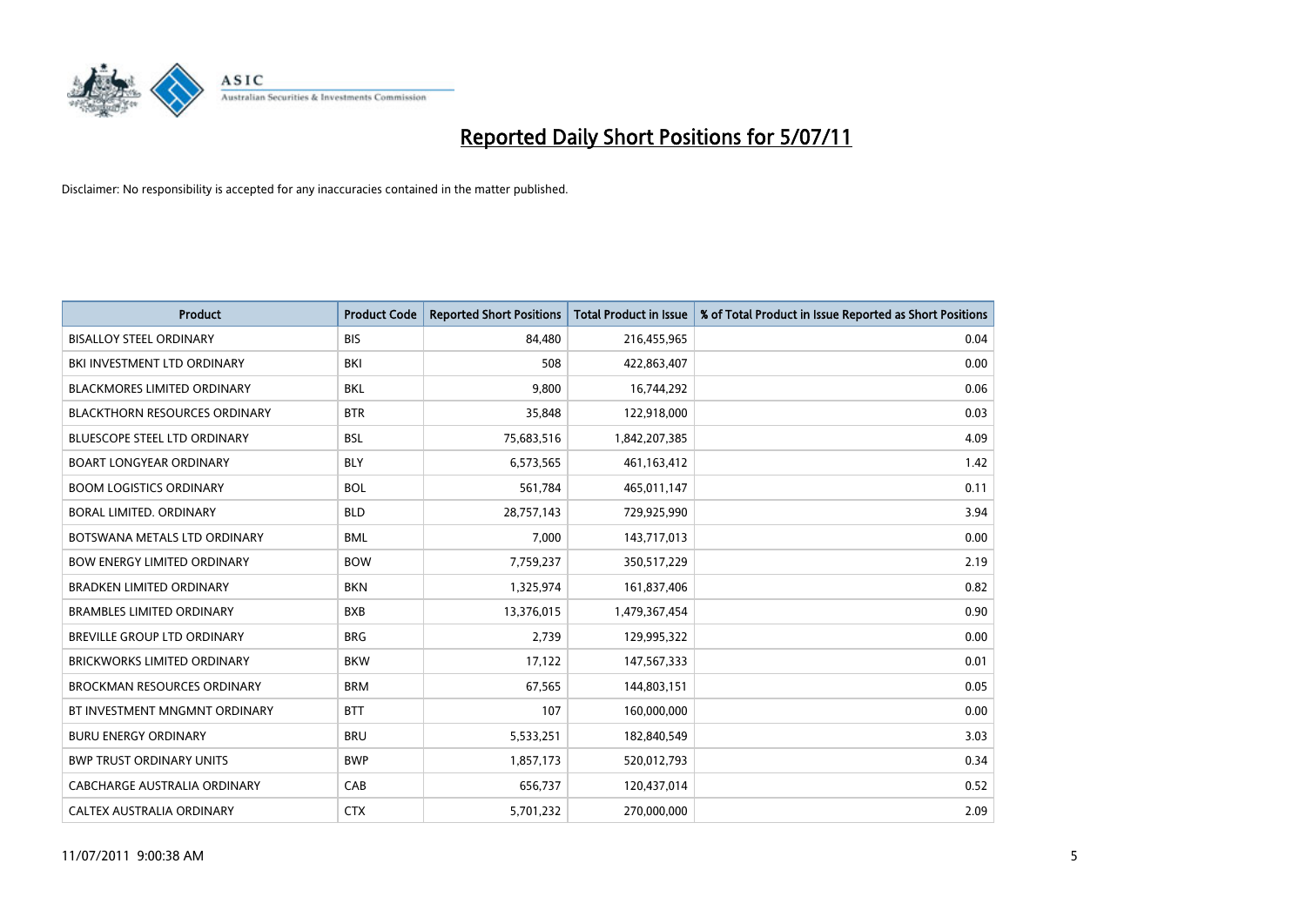# Reported Daily Short Positions for 5/07/11

Disclaimer: No responsibility is accepted for any inaccuracies contained in the matter published.

| Product | Product Code | Reported Short Positions | Total Product in Issue | % of Total Product in Issue Reported as Short Positions |
|---|---|---|---|---|
| BISALLOY STEEL ORDINARY | BIS | 84,480 | 216,455,965 | 0.04 |
| BKI INVESTMENT LTD ORDINARY | BKI | 508 | 422,863,407 | 0.00 |
| BLACKMORES LIMITED ORDINARY | BKL | 9,800 | 16,744,292 | 0.06 |
| BLACKTHORN RESOURCES ORDINARY | BTR | 35,848 | 122,918,000 | 0.03 |
| BLUESCOPE STEEL LTD ORDINARY | BSL | 75,683,516 | 1,842,207,385 | 4.09 |
| BOART LONGYEAR ORDINARY | BLY | 6,573,565 | 461,163,412 | 1.42 |
| BOOM LOGISTICS ORDINARY | BOL | 561,784 | 465,011,147 | 0.11 |
| BORAL LIMITED. ORDINARY | BLD | 28,757,143 | 729,925,990 | 3.94 |
| BOTSWANA METALS LTD ORDINARY | BML | 7,000 | 143,717,013 | 0.00 |
| BOW ENERGY LIMITED ORDINARY | BOW | 7,759,237 | 350,517,229 | 2.19 |
| BRADKEN LIMITED ORDINARY | BKN | 1,325,974 | 161,837,406 | 0.82 |
| BRAMBLES LIMITED ORDINARY | BXB | 13,376,015 | 1,479,367,454 | 0.90 |
| BREVILLE GROUP LTD ORDINARY | BRG | 2,739 | 129,995,322 | 0.00 |
| BRICKWORKS LIMITED ORDINARY | BKW | 17,122 | 147,567,333 | 0.01 |
| BROCKMAN RESOURCES ORDINARY | BRM | 67,565 | 144,803,151 | 0.05 |
| BT INVESTMENT MNGMNT ORDINARY | BTT | 107 | 160,000,000 | 0.00 |
| BURU ENERGY ORDINARY | BRU | 5,533,251 | 182,840,549 | 3.03 |
| BWP TRUST ORDINARY UNITS | BWP | 1,857,173 | 520,012,793 | 0.34 |
| CABCHARGE AUSTRALIA ORDINARY | CAB | 656,737 | 120,437,014 | 0.52 |
| CALTEX AUSTRALIA ORDINARY | CTX | 5,701,232 | 270,000,000 | 2.09 |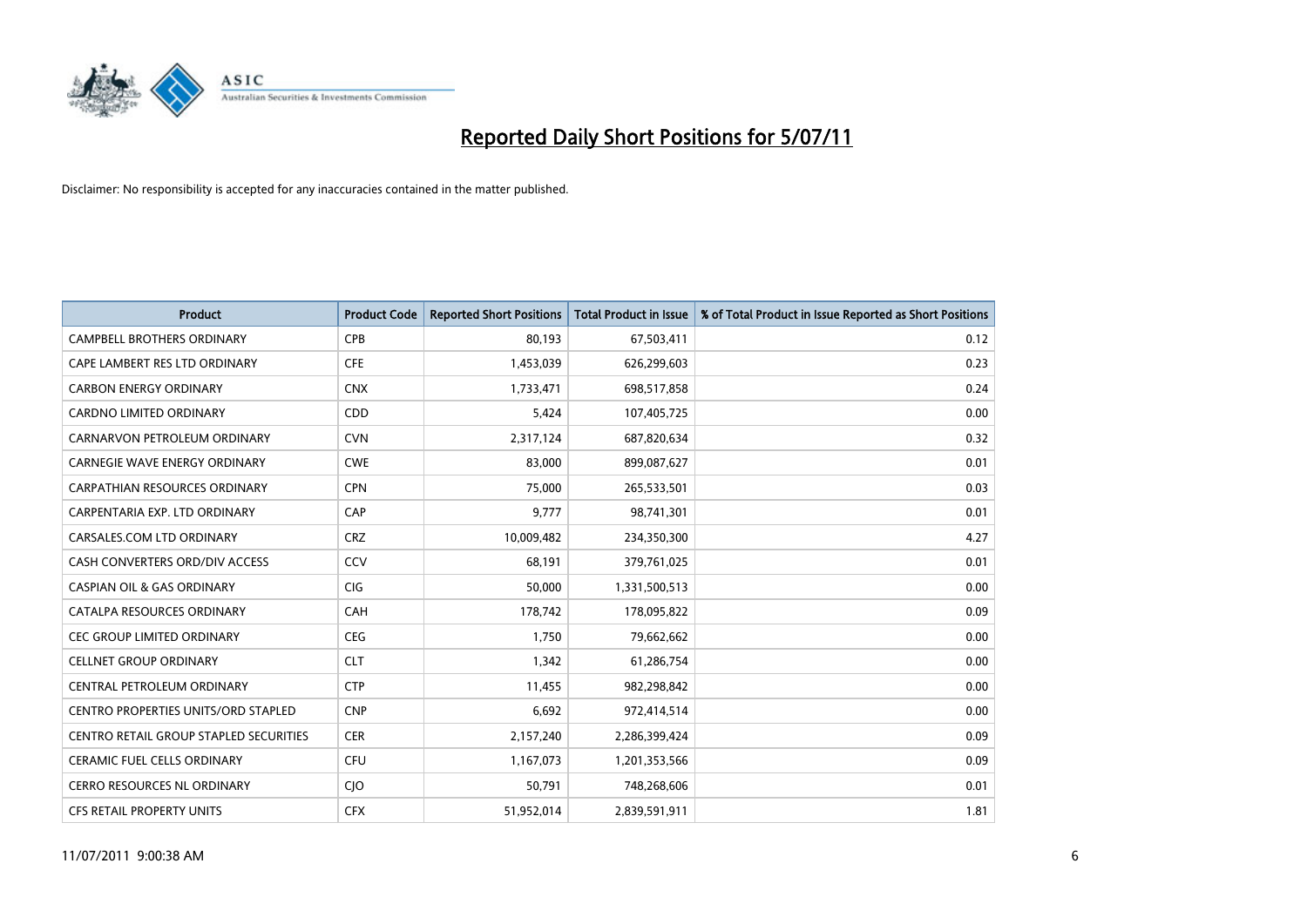# Reported Daily Short Positions for 5/07/11

Disclaimer: No responsibility is accepted for any inaccuracies contained in the matter published.

| Product | Product Code | Reported Short Positions | Total Product in Issue | % of Total Product in Issue Reported as Short Positions |
|---|---|---|---|---|
| CAMPBELL BROTHERS ORDINARY | CPB | 80,193 | 67,503,411 | 0.12 |
| CAPE LAMBERT RES LTD ORDINARY | CFE | 1,453,039 | 626,299,603 | 0.23 |
| CARBON ENERGY ORDINARY | CNX | 1,733,471 | 698,517,858 | 0.24 |
| CARDNO LIMITED ORDINARY | CDD | 5,424 | 107,405,725 | 0.00 |
| CARNARVON PETROLEUM ORDINARY | CVN | 2,317,124 | 687,820,634 | 0.32 |
| CARNEGIE WAVE ENERGY ORDINARY | CWE | 83,000 | 899,087,627 | 0.01 |
| CARPATHIAN RESOURCES ORDINARY | CPN | 75,000 | 265,533,501 | 0.03 |
| CARPENTARIA EXP. LTD ORDINARY | CAP | 9,777 | 98,741,301 | 0.01 |
| CARSALES.COM LTD ORDINARY | CRZ | 10,009,482 | 234,350,300 | 4.27 |
| CASH CONVERTERS ORD/DIV ACCESS | CCV | 68,191 | 379,761,025 | 0.01 |
| CASPIAN OIL & GAS ORDINARY | CIG | 50,000 | 1,331,500,513 | 0.00 |
| CATALPA RESOURCES ORDINARY | CAH | 178,742 | 178,095,822 | 0.09 |
| CEC GROUP LIMITED ORDINARY | CEG | 1,750 | 79,662,662 | 0.00 |
| CELLNET GROUP ORDINARY | CLT | 1,342 | 61,286,754 | 0.00 |
| CENTRAL PETROLEUM ORDINARY | CTP | 11,455 | 982,298,842 | 0.00 |
| CENTRO PROPERTIES UNITS/ORD STAPLED | CNP | 6,692 | 972,414,514 | 0.00 |
| CENTRO RETAIL GROUP STAPLED SECURITIES | CER | 2,157,240 | 2,286,399,424 | 0.09 |
| CERAMIC FUEL CELLS ORDINARY | CFU | 1,167,073 | 1,201,353,566 | 0.09 |
| CERRO RESOURCES NL ORDINARY | CJO | 50,791 | 748,268,606 | 0.01 |
| CFS RETAIL PROPERTY UNITS | CFX | 51,952,014 | 2,839,591,911 | 1.81 |

11/07/2011 9:00:38 AM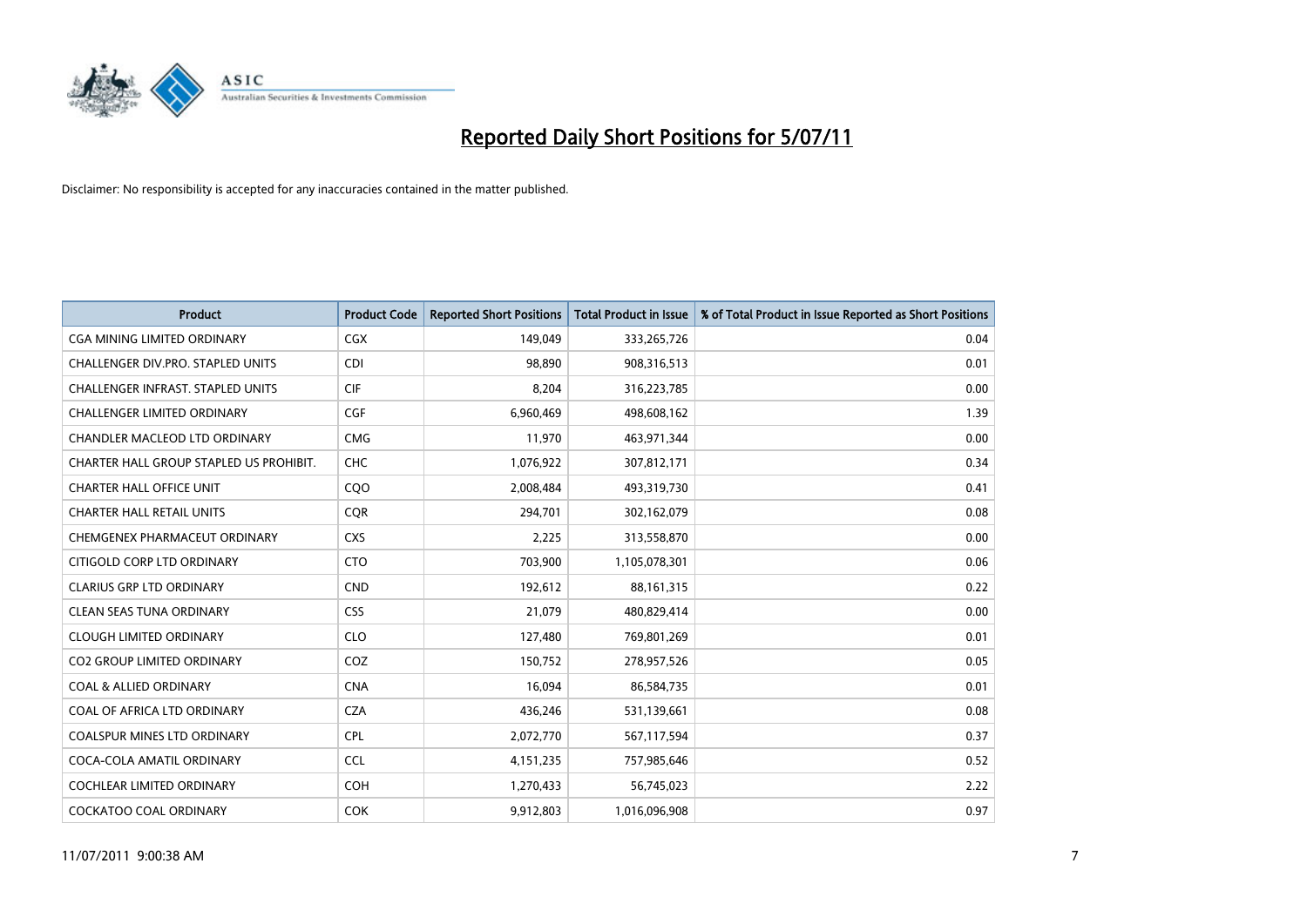# Reported Daily Short Positions for 5/07/11

Disclaimer: No responsibility is accepted for any inaccuracies contained in the matter published.

| Product | Product Code | Reported Short Positions | Total Product in Issue | % of Total Product in Issue Reported as Short Positions |
|---|---|---|---|---|
| CGA MINING LIMITED ORDINARY | CGX | 149,049 | 333,265,726 | 0.04 |
| CHALLENGER DIV.PRO. STAPLED UNITS | CDI | 98,890 | 908,316,513 | 0.01 |
| CHALLENGER INFRAST. STAPLED UNITS | CIF | 8,204 | 316,223,785 | 0.00 |
| CHALLENGER LIMITED ORDINARY | CGF | 6,960,469 | 498,608,162 | 1.39 |
| CHANDLER MACLEOD LTD ORDINARY | CMG | 11,970 | 463,971,344 | 0.00 |
| CHARTER HALL GROUP STAPLED US PROHIBIT. | CHC | 1,076,922 | 307,812,171 | 0.34 |
| CHARTER HALL OFFICE UNIT | CQO | 2,008,484 | 493,319,730 | 0.41 |
| CHARTER HALL RETAIL UNITS | CQR | 294,701 | 302,162,079 | 0.08 |
| CHEMGENEX PHARMACEUT ORDINARY | CXS | 2,225 | 313,558,870 | 0.00 |
| CITIGOLD CORP LTD ORDINARY | CTO | 703,900 | 1,105,078,301 | 0.06 |
| CLARIUS GRP LTD ORDINARY | CND | 192,612 | 88,161,315 | 0.22 |
| CLEAN SEAS TUNA ORDINARY | CSS | 21,079 | 480,829,414 | 0.00 |
| CLOUGH LIMITED ORDINARY | CLO | 127,480 | 769,801,269 | 0.01 |
| CO2 GROUP LIMITED ORDINARY | COZ | 150,752 | 278,957,526 | 0.05 |
| COAL & ALLIED ORDINARY | CNA | 16,094 | 86,584,735 | 0.01 |
| COAL OF AFRICA LTD ORDINARY | CZA | 436,246 | 531,139,661 | 0.08 |
| COALSPUR MINES LTD ORDINARY | CPL | 2,072,770 | 567,117,594 | 0.37 |
| COCA-COLA AMATIL ORDINARY | CCL | 4,151,235 | 757,985,646 | 0.52 |
| COCHLEAR LIMITED ORDINARY | COH | 1,270,433 | 56,745,023 | 2.22 |
| COCKATOO COAL ORDINARY | COK | 9,912,803 | 1,016,096,908 | 0.97 |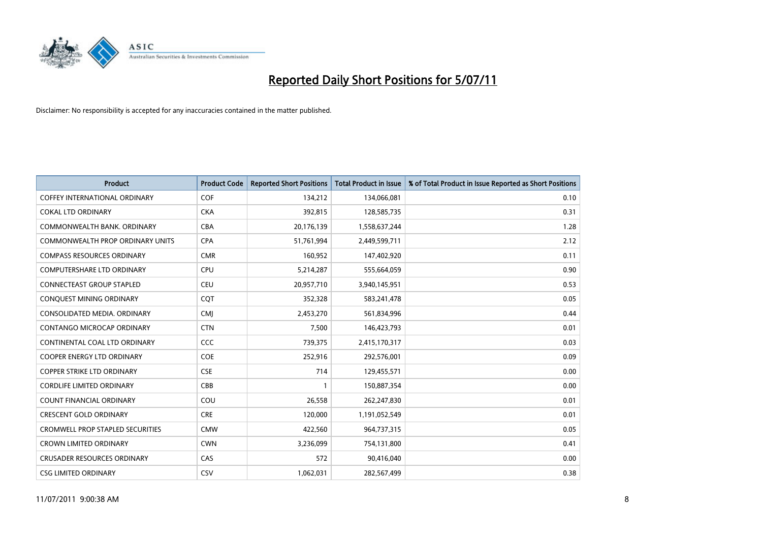# Reported Daily Short Positions for 5/07/11

Disclaimer: No responsibility is accepted for any inaccuracies contained in the matter published.

| Product | Product Code | Reported Short Positions | Total Product in Issue | % of Total Product in Issue Reported as Short Positions |
|---|---|---|---|---|
| COFFEY INTERNATIONAL ORDINARY | COF | 134,212 | 134,066,081 | 0.10 |
| COKAL LTD ORDINARY | CKA | 392,815 | 128,585,735 | 0.31 |
| COMMONWEALTH BANK. ORDINARY | CBA | 20,176,139 | 1,558,637,244 | 1.28 |
| COMMONWEALTH PROP ORDINARY UNITS | CPA | 51,761,994 | 2,449,599,711 | 2.12 |
| COMPASS RESOURCES ORDINARY | CMR | 160,952 | 147,402,920 | 0.11 |
| COMPUTERSHARE LTD ORDINARY | CPU | 5,214,287 | 555,664,059 | 0.90 |
| CONNECTEAST GROUP STAPLED | CEU | 20,957,710 | 3,940,145,951 | 0.53 |
| CONQUEST MINING ORDINARY | CQT | 352,328 | 583,241,478 | 0.05 |
| CONSOLIDATED MEDIA. ORDINARY | CMJ | 2,453,270 | 561,834,996 | 0.44 |
| CONTANGO MICROCAP ORDINARY | CTN | 7,500 | 146,423,793 | 0.01 |
| CONTINENTAL COAL LTD ORDINARY | CCC | 739,375 | 2,415,170,317 | 0.03 |
| COOPER ENERGY LTD ORDINARY | COE | 252,916 | 292,576,001 | 0.09 |
| COPPER STRIKE LTD ORDINARY | CSE | 714 | 129,455,571 | 0.00 |
| CORDLIFE LIMITED ORDINARY | CBB | 1 | 150,887,354 | 0.00 |
| COUNT FINANCIAL ORDINARY | COU | 26,558 | 262,247,830 | 0.01 |
| CRESCENT GOLD ORDINARY | CRE | 120,000 | 1,191,052,549 | 0.01 |
| CROMWELL PROP STAPLED SECURITIES | CMW | 422,560 | 964,737,315 | 0.05 |
| CROWN LIMITED ORDINARY | CWN | 3,236,099 | 754,131,800 | 0.41 |
| CRUSADER RESOURCES ORDINARY | CAS | 572 | 90,416,040 | 0.00 |
| CSG LIMITED ORDINARY | CSV | 1,062,031 | 282,567,499 | 0.38 |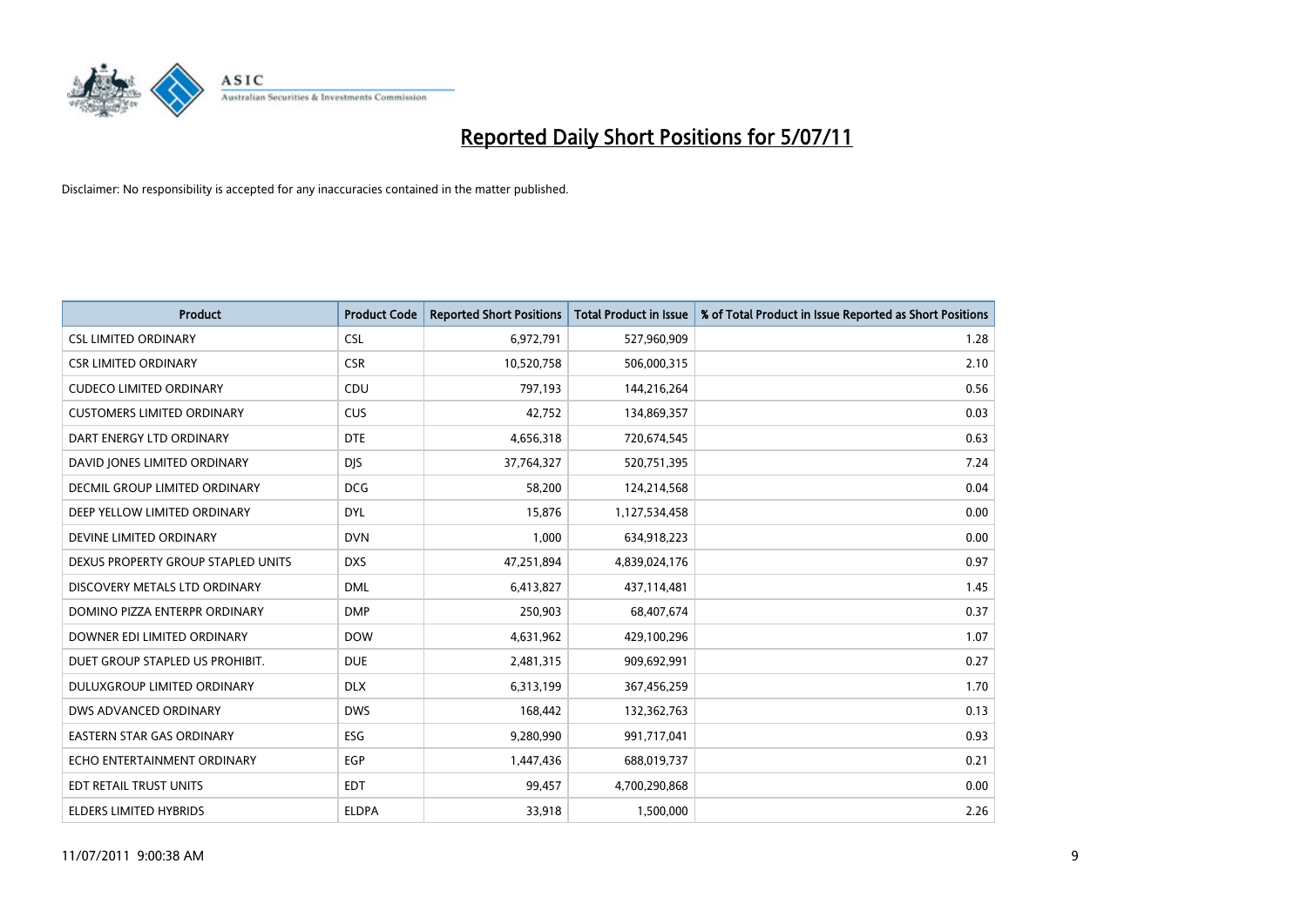# Reported Daily Short Positions for 5/07/11

Disclaimer: No responsibility is accepted for any inaccuracies contained in the matter published.

| Product | Product Code | Reported Short Positions | Total Product in Issue | % of Total Product in Issue Reported as Short Positions |
|---|---|---|---|---|
| CSL LIMITED ORDINARY | CSL | 6,972,791 | 527,960,909 | 1.28 |
| CSR LIMITED ORDINARY | CSR | 10,520,758 | 506,000,315 | 2.10 |
| CUDECO LIMITED ORDINARY | CDU | 797,193 | 144,216,264 | 0.56 |
| CUSTOMERS LIMITED ORDINARY | CUS | 42,752 | 134,869,357 | 0.03 |
| DART ENERGY LTD ORDINARY | DTE | 4,656,318 | 720,674,545 | 0.63 |
| DAVID JONES LIMITED ORDINARY | DJS | 37,764,327 | 520,751,395 | 7.24 |
| DECMIL GROUP LIMITED ORDINARY | DCG | 58,200 | 124,214,568 | 0.04 |
| DEEP YELLOW LIMITED ORDINARY | DYL | 15,876 | 1,127,534,458 | 0.00 |
| DEVINE LIMITED ORDINARY | DVN | 1,000 | 634,918,223 | 0.00 |
| DEXUS PROPERTY GROUP STAPLED UNITS | DXS | 47,251,894 | 4,839,024,176 | 0.97 |
| DISCOVERY METALS LTD ORDINARY | DML | 6,413,827 | 437,114,481 | 1.45 |
| DOMINO PIZZA ENTERPR ORDINARY | DMP | 250,903 | 68,407,674 | 0.37 |
| DOWNER EDI LIMITED ORDINARY | DOW | 4,631,962 | 429,100,296 | 1.07 |
| DUET GROUP STAPLED US PROHIBIT. | DUE | 2,481,315 | 909,692,991 | 0.27 |
| DULUXGROUP LIMITED ORDINARY | DLX | 6,313,199 | 367,456,259 | 1.70 |
| DWS ADVANCED ORDINARY | DWS | 168,442 | 132,362,763 | 0.13 |
| EASTERN STAR GAS ORDINARY | ESG | 9,280,990 | 991,717,041 | 0.93 |
| ECHO ENTERTAINMENT ORDINARY | EGP | 1,447,436 | 688,019,737 | 0.21 |
| EDT RETAIL TRUST UNITS | EDT | 99,457 | 4,700,290,868 | 0.00 |
| ELDERS LIMITED HYBRIDS | ELDPA | 33,918 | 1,500,000 | 2.26 |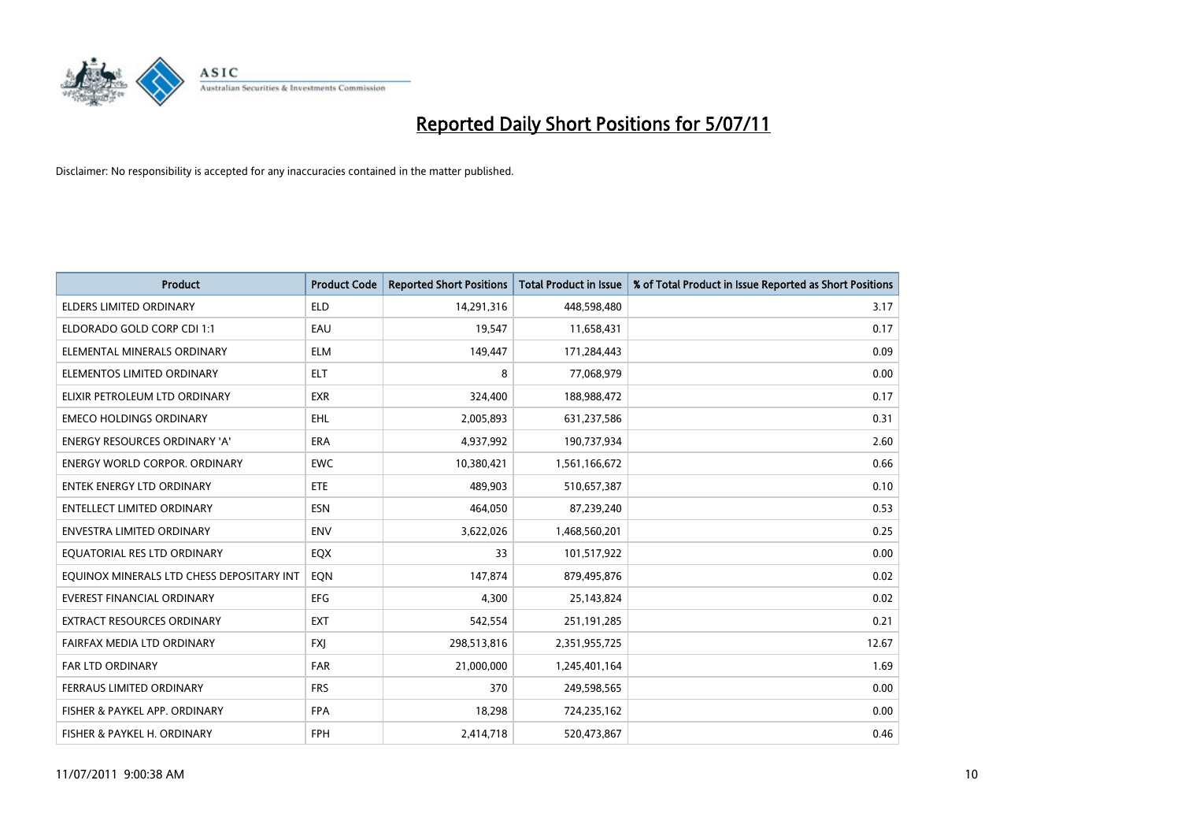# Reported Daily Short Positions for 5/07/11

Disclaimer: No responsibility is accepted for any inaccuracies contained in the matter published.

| Product | Product Code | Reported Short Positions | Total Product in Issue | % of Total Product in Issue Reported as Short Positions |
|---|---|---|---|---|
| ELDERS LIMITED ORDINARY | ELD | 14,291,316 | 448,598,480 | 3.17 |
| ELDORADO GOLD CORP CDI 1:1 | EAU | 19,547 | 11,658,431 | 0.17 |
| ELEMENTAL MINERALS ORDINARY | ELM | 149,447 | 171,284,443 | 0.09 |
| ELEMENTOS LIMITED ORDINARY | ELT | 8 | 77,068,979 | 0.00 |
| ELIXIR PETROLEUM LTD ORDINARY | EXR | 324,400 | 188,988,472 | 0.17 |
| EMECO HOLDINGS ORDINARY | EHL | 2,005,893 | 631,237,586 | 0.31 |
| ENERGY RESOURCES ORDINARY 'A' | ERA | 4,937,992 | 190,737,934 | 2.60 |
| ENERGY WORLD CORPOR. ORDINARY | EWC | 10,380,421 | 1,561,166,672 | 0.66 |
| ENTEK ENERGY LTD ORDINARY | ETE | 489,903 | 510,657,387 | 0.10 |
| ENTELLECT LIMITED ORDINARY | ESN | 464,050 | 87,239,240 | 0.53 |
| ENVESTRA LIMITED ORDINARY | ENV | 3,622,026 | 1,468,560,201 | 0.25 |
| EQUATORIAL RES LTD ORDINARY | EQX | 33 | 101,517,922 | 0.00 |
| EQUINOX MINERALS LTD CHESS DEPOSITARY INT | EQN | 147,874 | 879,495,876 | 0.02 |
| EVEREST FINANCIAL ORDINARY | EFG | 4,300 | 25,143,824 | 0.02 |
| EXTRACT RESOURCES ORDINARY | EXT | 542,554 | 251,191,285 | 0.21 |
| FAIRFAX MEDIA LTD ORDINARY | FXJ | 298,513,816 | 2,351,955,725 | 12.67 |
| FAR LTD ORDINARY | FAR | 21,000,000 | 1,245,401,164 | 1.69 |
| FERRAUS LIMITED ORDINARY | FRS | 370 | 249,598,565 | 0.00 |
| FISHER & PAYKEL APP. ORDINARY | FPA | 18,298 | 724,235,162 | 0.00 |
| FISHER & PAYKEL H. ORDINARY | FPH | 2,414,718 | 520,473,867 | 0.46 |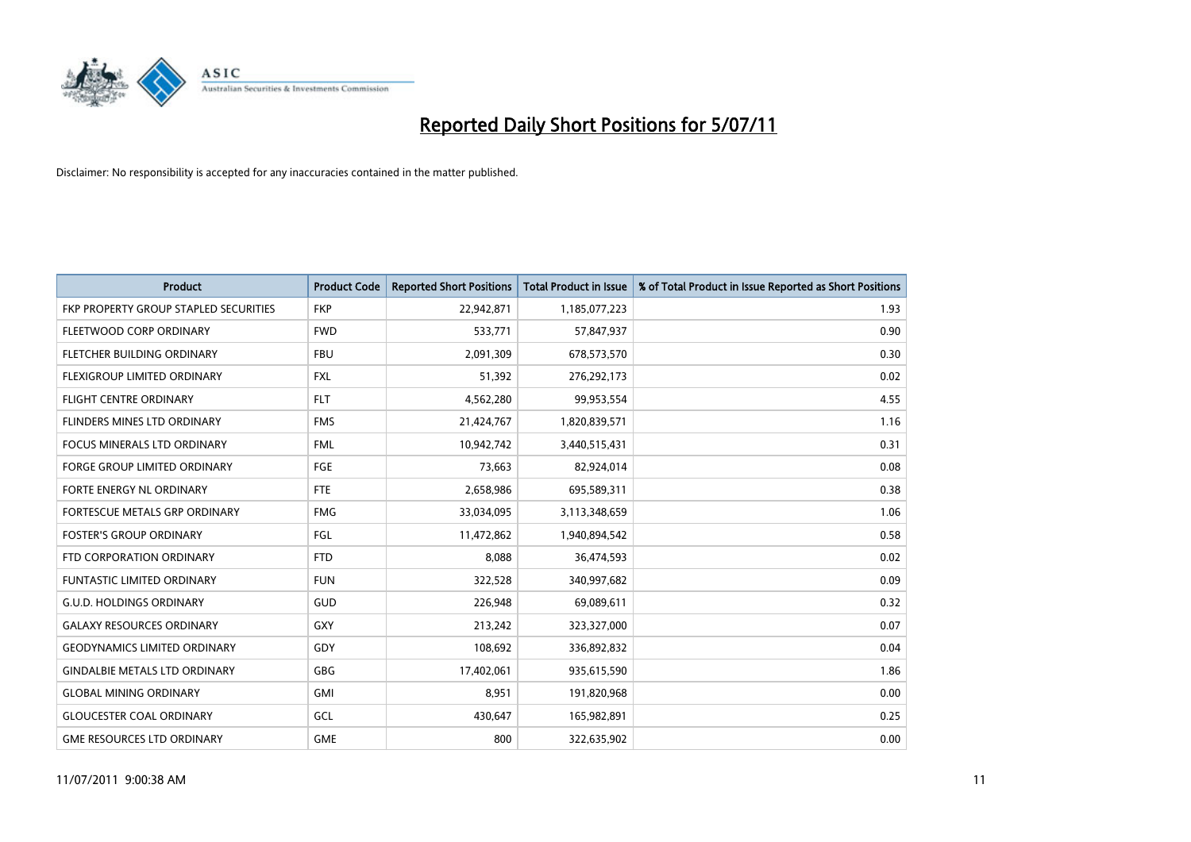# Reported Daily Short Positions for 5/07/11

Disclaimer: No responsibility is accepted for any inaccuracies contained in the matter published.

| Product | Product Code | Reported Short Positions | Total Product in Issue | % of Total Product in Issue Reported as Short Positions |
|---|---|---|---|---|
| FKP PROPERTY GROUP STAPLED SECURITIES | FKP | 22,942,871 | 1,185,077,223 | 1.93 |
| FLEETWOOD CORP ORDINARY | FWD | 533,771 | 57,847,937 | 0.90 |
| FLETCHER BUILDING ORDINARY | FBU | 2,091,309 | 678,573,570 | 0.30 |
| FLEXIGROUP LIMITED ORDINARY | FXL | 51,392 | 276,292,173 | 0.02 |
| FLIGHT CENTRE ORDINARY | FLT | 4,562,280 | 99,953,554 | 4.55 |
| FLINDERS MINES LTD ORDINARY | FMS | 21,424,767 | 1,820,839,571 | 1.16 |
| FOCUS MINERALS LTD ORDINARY | FML | 10,942,742 | 3,440,515,431 | 0.31 |
| FORGE GROUP LIMITED ORDINARY | FGE | 73,663 | 82,924,014 | 0.08 |
| FORTE ENERGY NL ORDINARY | FTE | 2,658,986 | 695,589,311 | 0.38 |
| FORTESCUE METALS GRP ORDINARY | FMG | 33,034,095 | 3,113,348,659 | 1.06 |
| FOSTER'S GROUP ORDINARY | FGL | 11,472,862 | 1,940,894,542 | 0.58 |
| FTD CORPORATION ORDINARY | FTD | 8,088 | 36,474,593 | 0.02 |
| FUNTASTIC LIMITED ORDINARY | FUN | 322,528 | 340,997,682 | 0.09 |
| G.U.D. HOLDINGS ORDINARY | GUD | 226,948 | 69,089,611 | 0.32 |
| GALAXY RESOURCES ORDINARY | GXY | 213,242 | 323,327,000 | 0.07 |
| GEODYNAMICS LIMITED ORDINARY | GDY | 108,692 | 336,892,832 | 0.04 |
| GINDALBIE METALS LTD ORDINARY | GBG | 17,402,061 | 935,615,590 | 1.86 |
| GLOBAL MINING ORDINARY | GMI | 8,951 | 191,820,968 | 0.00 |
| GLOUCESTER COAL ORDINARY | GCL | 430,647 | 165,982,891 | 0.25 |
| GME RESOURCES LTD ORDINARY | GME | 800 | 322,635,902 | 0.00 |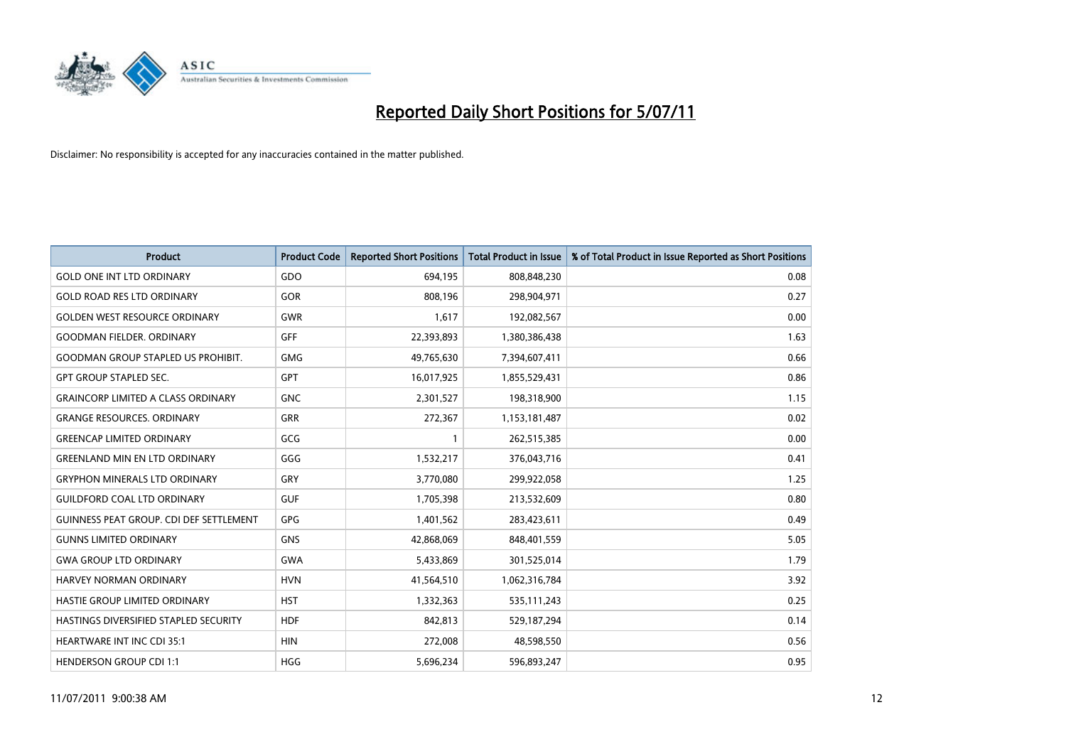# Reported Daily Short Positions for 5/07/11

Disclaimer: No responsibility is accepted for any inaccuracies contained in the matter published.

| Product | Product Code | Reported Short Positions | Total Product in Issue | % of Total Product in Issue Reported as Short Positions |
|---|---|---|---|---|
| GOLD ONE INT LTD ORDINARY | GDO | 694,195 | 808,848,230 | 0.08 |
| GOLD ROAD RES LTD ORDINARY | GOR | 808,196 | 298,904,971 | 0.27 |
| GOLDEN WEST RESOURCE ORDINARY | GWR | 1,617 | 192,082,567 | 0.00 |
| GOODMAN FIELDER. ORDINARY | GFF | 22,393,893 | 1,380,386,438 | 1.63 |
| GOODMAN GROUP STAPLED US PROHIBIT. | GMG | 49,765,630 | 7,394,607,411 | 0.66 |
| GPT GROUP STAPLED SEC. | GPT | 16,017,925 | 1,855,529,431 | 0.86 |
| GRAINCORP LIMITED A CLASS ORDINARY | GNC | 2,301,527 | 198,318,900 | 1.15 |
| GRANGE RESOURCES. ORDINARY | GRR | 272,367 | 1,153,181,487 | 0.02 |
| GREENCAP LIMITED ORDINARY | GCG | 1 | 262,515,385 | 0.00 |
| GREENLAND MIN EN LTD ORDINARY | GGG | 1,532,217 | 376,043,716 | 0.41 |
| GRYPHON MINERALS LTD ORDINARY | GRY | 3,770,080 | 299,922,058 | 1.25 |
| GUILDFORD COAL LTD ORDINARY | GUF | 1,705,398 | 213,532,609 | 0.80 |
| GUINNESS PEAT GROUP. CDI DEF SETTLEMENT | GPG | 1,401,562 | 283,423,611 | 0.49 |
| GUNNS LIMITED ORDINARY | GNS | 42,868,069 | 848,401,559 | 5.05 |
| GWA GROUP LTD ORDINARY | GWA | 5,433,869 | 301,525,014 | 1.79 |
| HARVEY NORMAN ORDINARY | HVN | 41,564,510 | 1,062,316,784 | 3.92 |
| HASTIE GROUP LIMITED ORDINARY | HST | 1,332,363 | 535,111,243 | 0.25 |
| HASTINGS DIVERSIFIED STAPLED SECURITY | HDF | 842,813 | 529,187,294 | 0.14 |
| HEARTWARE INT INC CDI 35:1 | HIN | 272,008 | 48,598,550 | 0.56 |
| HENDERSON GROUP CDI 1:1 | HGG | 5,696,234 | 596,893,247 | 0.95 |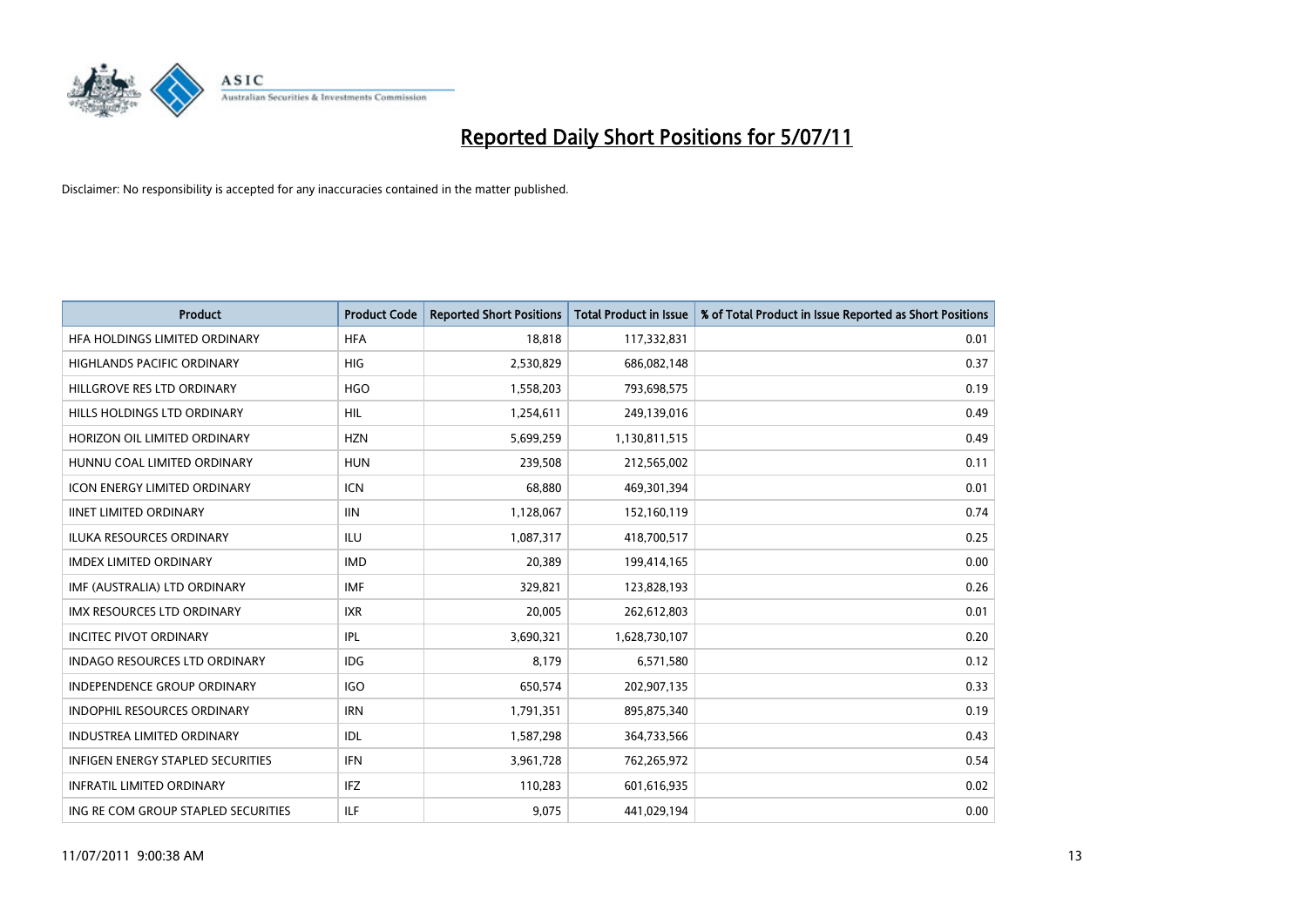# Reported Daily Short Positions for 5/07/11

Disclaimer: No responsibility is accepted for any inaccuracies contained in the matter published.

| Product | Product Code | Reported Short Positions | Total Product in Issue | % of Total Product in Issue Reported as Short Positions |
|---|---|---|---|---|
| HFA HOLDINGS LIMITED ORDINARY | HFA | 18,818 | 117,332,831 | 0.01 |
| HIGHLANDS PACIFIC ORDINARY | HIG | 2,530,829 | 686,082,148 | 0.37 |
| HILLGROVE RES LTD ORDINARY | HGO | 1,558,203 | 793,698,575 | 0.19 |
| HILLS HOLDINGS LTD ORDINARY | HIL | 1,254,611 | 249,139,016 | 0.49 |
| HORIZON OIL LIMITED ORDINARY | HZN | 5,699,259 | 1,130,811,515 | 0.49 |
| HUNNU COAL LIMITED ORDINARY | HUN | 239,508 | 212,565,002 | 0.11 |
| ICON ENERGY LIMITED ORDINARY | ICN | 68,880 | 469,301,394 | 0.01 |
| IINET LIMITED ORDINARY | IIN | 1,128,067 | 152,160,119 | 0.74 |
| ILUKA RESOURCES ORDINARY | ILU | 1,087,317 | 418,700,517 | 0.25 |
| IMDEX LIMITED ORDINARY | IMD | 20,389 | 199,414,165 | 0.00 |
| IMF (AUSTRALIA) LTD ORDINARY | IMF | 329,821 | 123,828,193 | 0.26 |
| IMX RESOURCES LTD ORDINARY | IXR | 20,005 | 262,612,803 | 0.01 |
| INCITEC PIVOT ORDINARY | IPL | 3,690,321 | 1,628,730,107 | 0.20 |
| INDAGO RESOURCES LTD ORDINARY | IDG | 8,179 | 6,571,580 | 0.12 |
| INDEPENDENCE GROUP ORDINARY | IGO | 650,574 | 202,907,135 | 0.33 |
| INDOPHIL RESOURCES ORDINARY | IRN | 1,791,351 | 895,875,340 | 0.19 |
| INDUSTREA LIMITED ORDINARY | IDL | 1,587,298 | 364,733,566 | 0.43 |
| INFIGEN ENERGY STAPLED SECURITIES | IFN | 3,961,728 | 762,265,972 | 0.54 |
| INFRATIL LIMITED ORDINARY | IFZ | 110,283 | 601,616,935 | 0.02 |
| ING RE COM GROUP STAPLED SECURITIES | ILF | 9,075 | 441,029,194 | 0.00 |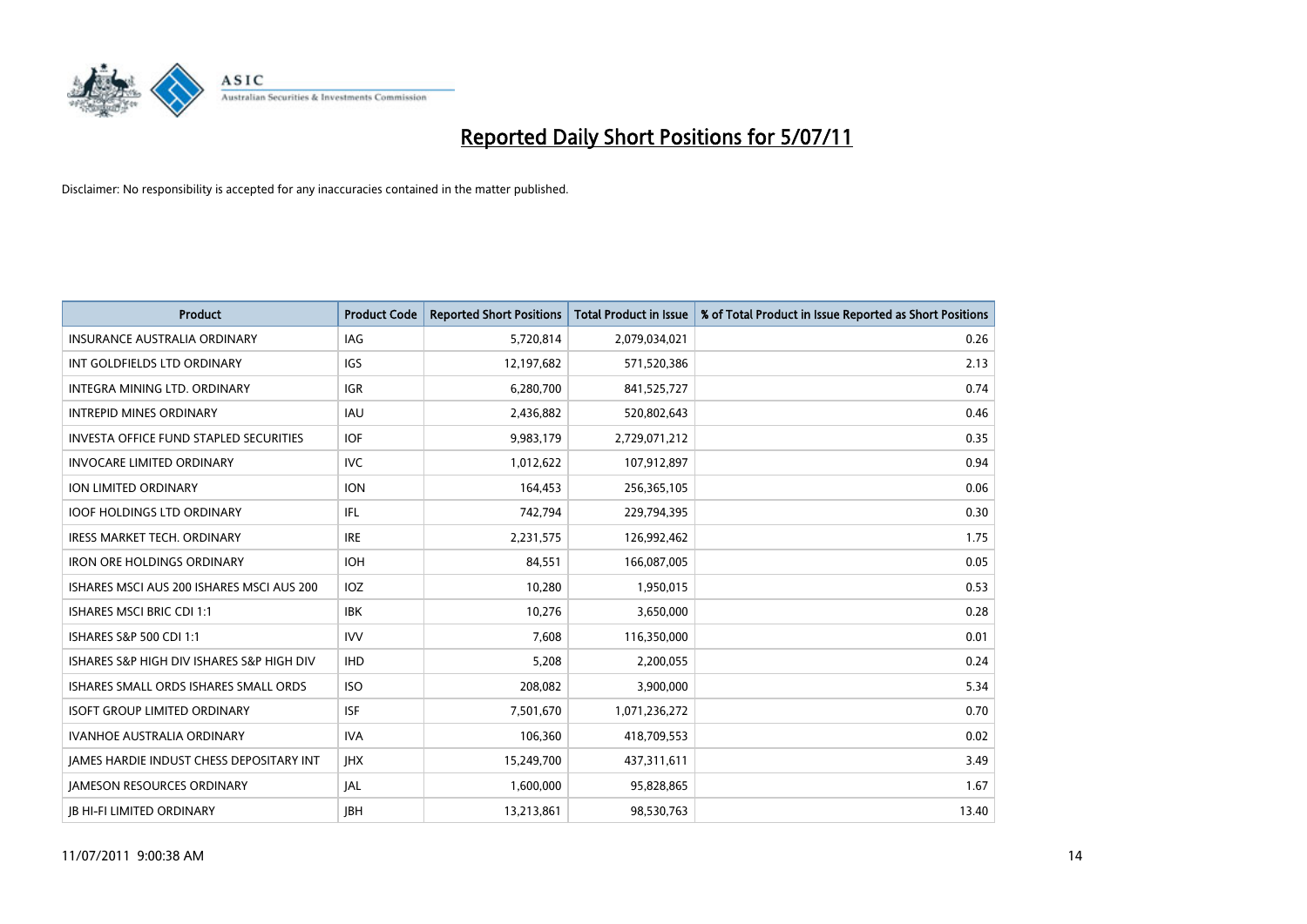# Reported Daily Short Positions for 5/07/11

Disclaimer: No responsibility is accepted for any inaccuracies contained in the matter published.

| Product | Product Code | Reported Short Positions | Total Product in Issue | % of Total Product in Issue Reported as Short Positions |
|---|---|---|---|---|
| INSURANCE AUSTRALIA ORDINARY | IAG | 5,720,814 | 2,079,034,021 | 0.26 |
| INT GOLDFIELDS LTD ORDINARY | IGS | 12,197,682 | 571,520,386 | 2.13 |
| INTEGRA MINING LTD. ORDINARY | IGR | 6,280,700 | 841,525,727 | 0.74 |
| INTREPID MINES ORDINARY | IAU | 2,436,882 | 520,802,643 | 0.46 |
| INVESTA OFFICE FUND STAPLED SECURITIES | IOF | 9,983,179 | 2,729,071,212 | 0.35 |
| INVOCARE LIMITED ORDINARY | IVC | 1,012,622 | 107,912,897 | 0.94 |
| ION LIMITED ORDINARY | ION | 164,453 | 256,365,105 | 0.06 |
| IOOF HOLDINGS LTD ORDINARY | IFL | 742,794 | 229,794,395 | 0.30 |
| IRESS MARKET TECH. ORDINARY | IRE | 2,231,575 | 126,992,462 | 1.75 |
| IRON ORE HOLDINGS ORDINARY | IOH | 84,551 | 166,087,005 | 0.05 |
| ISHARES MSCI AUS 200 ISHARES MSCI AUS 200 | IOZ | 10,280 | 1,950,015 | 0.53 |
| ISHARES MSCI BRIC CDI 1:1 | IBK | 10,276 | 3,650,000 | 0.28 |
| ISHARES S&P 500 CDI 1:1 | IVV | 7,608 | 116,350,000 | 0.01 |
| ISHARES S&P HIGH DIV ISHARES S&P HIGH DIV | IHD | 5,208 | 2,200,055 | 0.24 |
| ISHARES SMALL ORDS ISHARES SMALL ORDS | ISO | 208,082 | 3,900,000 | 5.34 |
| ISOFT GROUP LIMITED ORDINARY | ISF | 7,501,670 | 1,071,236,272 | 0.70 |
| IVANHOE AUSTRALIA ORDINARY | IVA | 106,360 | 418,709,553 | 0.02 |
| JAMES HARDIE INDUST CHESS DEPOSITARY INT | JHX | 15,249,700 | 437,311,611 | 3.49 |
| JAMESON RESOURCES ORDINARY | JAL | 1,600,000 | 95,828,865 | 1.67 |
| JB HI-FI LIMITED ORDINARY | JBH | 13,213,861 | 98,530,763 | 13.40 |

11/07/2011 9:00:38 AM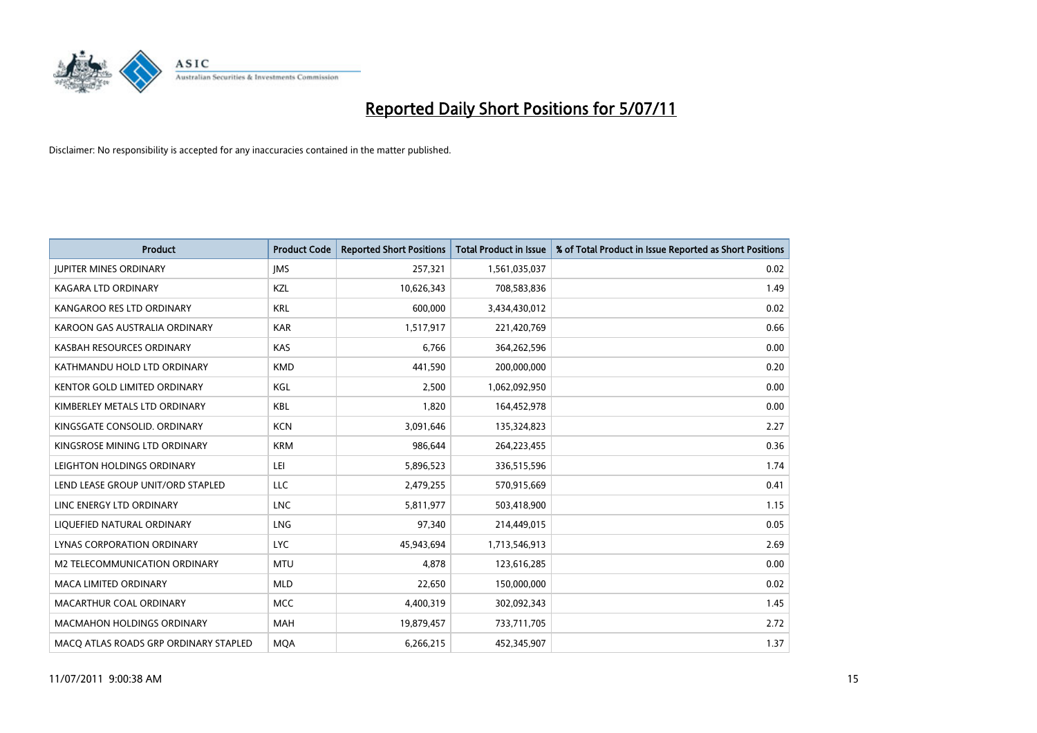# Reported Daily Short Positions for 5/07/11

Disclaimer: No responsibility is accepted for any inaccuracies contained in the matter published.

| Product | Product Code | Reported Short Positions | Total Product in Issue | % of Total Product in Issue Reported as Short Positions |
|---|---|---|---|---|
| JUPITER MINES ORDINARY | JMS | 257,321 | 1,561,035,037 | 0.02 |
| KAGARA LTD ORDINARY | KZL | 10,626,343 | 708,583,836 | 1.49 |
| KANGAROO RES LTD ORDINARY | KRL | 600,000 | 3,434,430,012 | 0.02 |
| KAROON GAS AUSTRALIA ORDINARY | KAR | 1,517,917 | 221,420,769 | 0.66 |
| KASBAH RESOURCES ORDINARY | KAS | 6,766 | 364,262,596 | 0.00 |
| KATHMANDU HOLD LTD ORDINARY | KMD | 441,590 | 200,000,000 | 0.20 |
| KENTOR GOLD LIMITED ORDINARY | KGL | 2,500 | 1,062,092,950 | 0.00 |
| KIMBERLEY METALS LTD ORDINARY | KBL | 1,820 | 164,452,978 | 0.00 |
| KINGSGATE CONSOLID. ORDINARY | KCN | 3,091,646 | 135,324,823 | 2.27 |
| KINGSROSE MINING LTD ORDINARY | KRM | 986,644 | 264,223,455 | 0.36 |
| LEIGHTON HOLDINGS ORDINARY | LEI | 5,896,523 | 336,515,596 | 1.74 |
| LEND LEASE GROUP UNIT/ORD STAPLED | LLC | 2,479,255 | 570,915,669 | 0.41 |
| LINC ENERGY LTD ORDINARY | LNC | 5,811,977 | 503,418,900 | 1.15 |
| LIQUEFIED NATURAL ORDINARY | LNG | 97,340 | 214,449,015 | 0.05 |
| LYNAS CORPORATION ORDINARY | LYC | 45,943,694 | 1,713,546,913 | 2.69 |
| M2 TELECOMMUNICATION ORDINARY | MTU | 4,878 | 123,616,285 | 0.00 |
| MACA LIMITED ORDINARY | MLD | 22,650 | 150,000,000 | 0.02 |
| MACARTHUR COAL ORDINARY | MCC | 4,400,319 | 302,092,343 | 1.45 |
| MACMAHON HOLDINGS ORDINARY | MAH | 19,879,457 | 733,711,705 | 2.72 |
| MACQ ATLAS ROADS GRP ORDINARY STAPLED | MQA | 6,266,215 | 452,345,907 | 1.37 |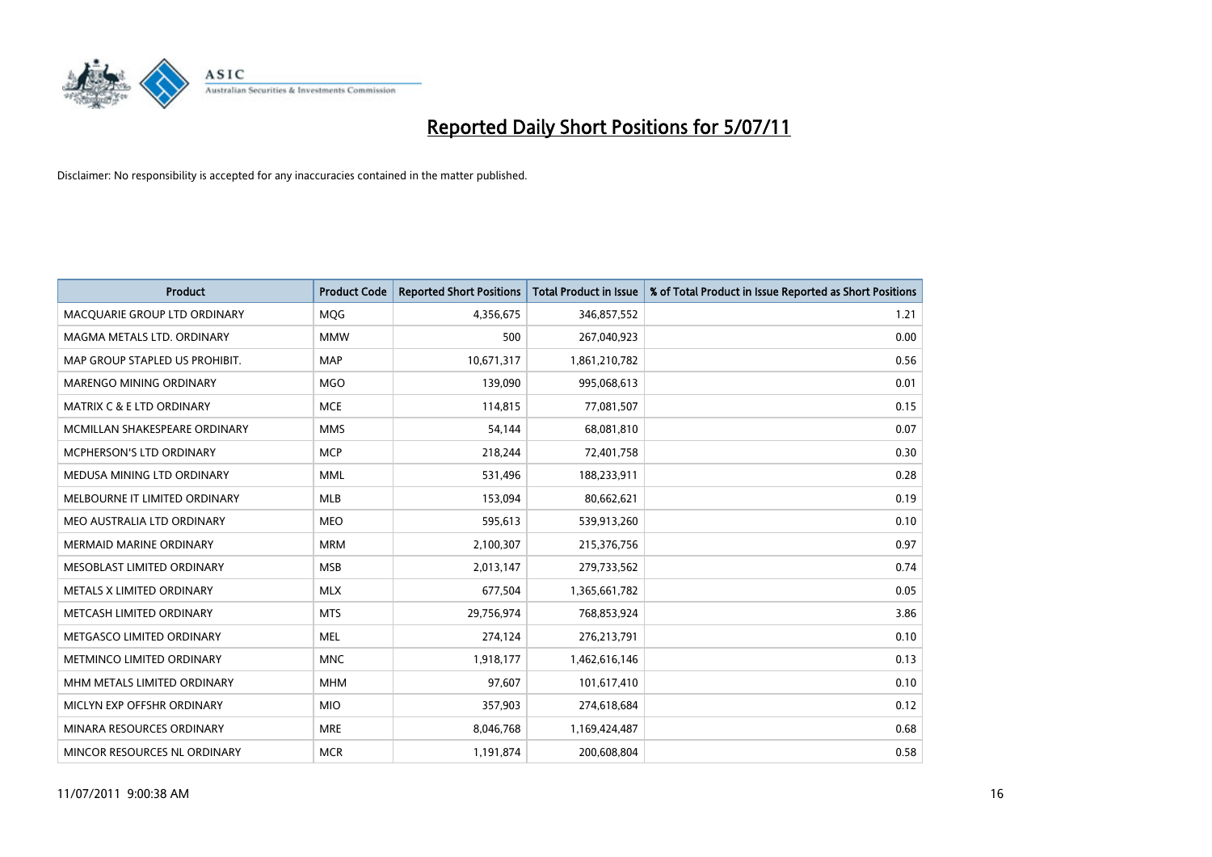# Reported Daily Short Positions for 5/07/11

Disclaimer: No responsibility is accepted for any inaccuracies contained in the matter published.

| Product | Product Code | Reported Short Positions | Total Product in Issue | % of Total Product in Issue Reported as Short Positions |
|---|---|---|---|---|
| MACQUARIE GROUP LTD ORDINARY | MQG | 4,356,675 | 346,857,552 | 1.21 |
| MAGMA METALS LTD. ORDINARY | MMW | 500 | 267,040,923 | 0.00 |
| MAP GROUP STAPLED US PROHIBIT. | MAP | 10,671,317 | 1,861,210,782 | 0.56 |
| MARENGO MINING ORDINARY | MGO | 139,090 | 995,068,613 | 0.01 |
| MATRIX C & E LTD ORDINARY | MCE | 114,815 | 77,081,507 | 0.15 |
| MCMILLAN SHAKESPEARE ORDINARY | MMS | 54,144 | 68,081,810 | 0.07 |
| MCPHERSON'S LTD ORDINARY | MCP | 218,244 | 72,401,758 | 0.30 |
| MEDUSA MINING LTD ORDINARY | MML | 531,496 | 188,233,911 | 0.28 |
| MELBOURNE IT LIMITED ORDINARY | MLB | 153,094 | 80,662,621 | 0.19 |
| MEO AUSTRALIA LTD ORDINARY | MEO | 595,613 | 539,913,260 | 0.10 |
| MERMAID MARINE ORDINARY | MRM | 2,100,307 | 215,376,756 | 0.97 |
| MESOBLAST LIMITED ORDINARY | MSB | 2,013,147 | 279,733,562 | 0.74 |
| METALS X LIMITED ORDINARY | MLX | 677,504 | 1,365,661,782 | 0.05 |
| METCASH LIMITED ORDINARY | MTS | 29,756,974 | 768,853,924 | 3.86 |
| METGASCO LIMITED ORDINARY | MEL | 274,124 | 276,213,791 | 0.10 |
| METMINCO LIMITED ORDINARY | MNC | 1,918,177 | 1,462,616,146 | 0.13 |
| MHM METALS LIMITED ORDINARY | MHM | 97,607 | 101,617,410 | 0.10 |
| MICLYN EXP OFFSHR ORDINARY | MIO | 357,903 | 274,618,684 | 0.12 |
| MINARA RESOURCES ORDINARY | MRE | 8,046,768 | 1,169,424,487 | 0.68 |
| MINCOR RESOURCES NL ORDINARY | MCR | 1,191,874 | 200,608,804 | 0.58 |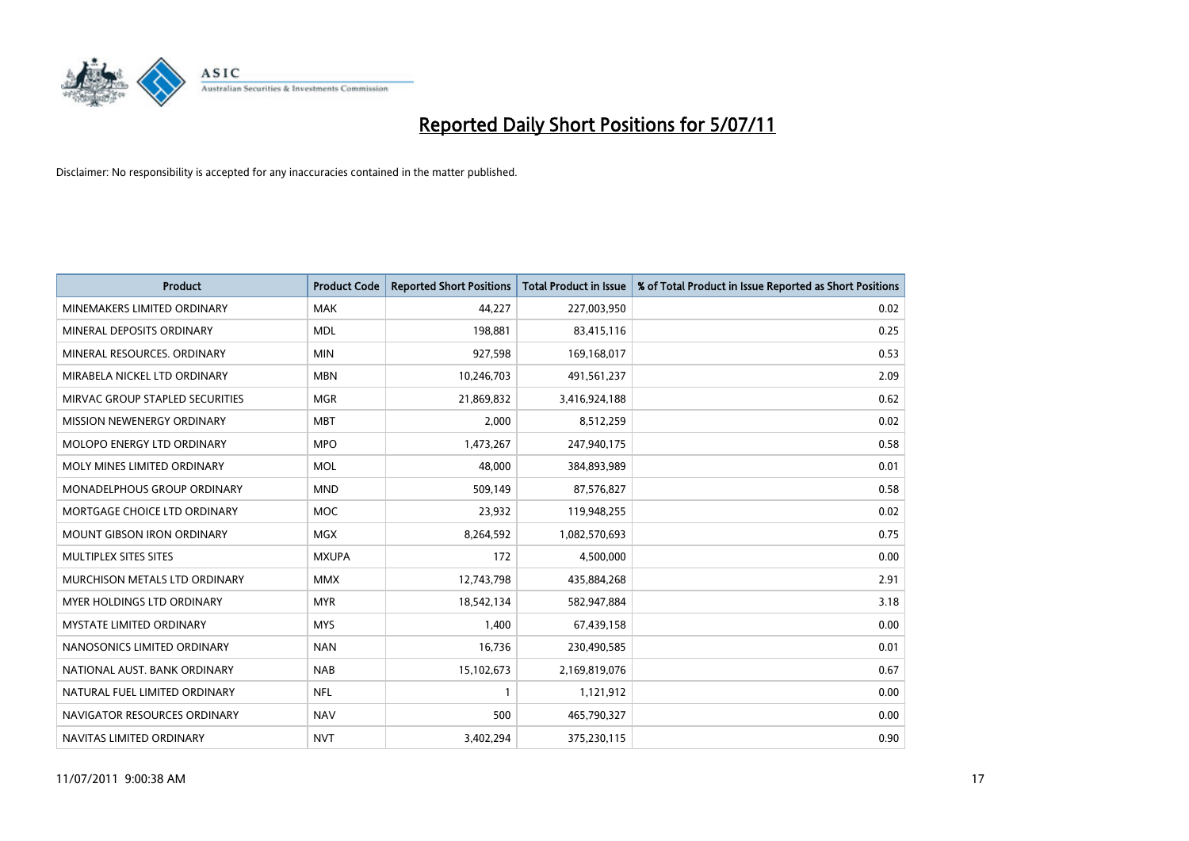# Reported Daily Short Positions for 5/07/11

Disclaimer: No responsibility is accepted for any inaccuracies contained in the matter published.

| Product | Product Code | Reported Short Positions | Total Product in Issue | % of Total Product in Issue Reported as Short Positions |
|---|---|---|---|---|
| MINEMAKERS LIMITED ORDINARY | MAK | 44,227 | 227,003,950 | 0.02 |
| MINERAL DEPOSITS ORDINARY | MDL | 198,881 | 83,415,116 | 0.25 |
| MINERAL RESOURCES. ORDINARY | MIN | 927,598 | 169,168,017 | 0.53 |
| MIRABELA NICKEL LTD ORDINARY | MBN | 10,246,703 | 491,561,237 | 2.09 |
| MIRVAC GROUP STAPLED SECURITIES | MGR | 21,869,832 | 3,416,924,188 | 0.62 |
| MISSION NEWENERGY ORDINARY | MBT | 2,000 | 8,512,259 | 0.02 |
| MOLOPO ENERGY LTD ORDINARY | MPO | 1,473,267 | 247,940,175 | 0.58 |
| MOLY MINES LIMITED ORDINARY | MOL | 48,000 | 384,893,989 | 0.01 |
| MONADELPHOUS GROUP ORDINARY | MND | 509,149 | 87,576,827 | 0.58 |
| MORTGAGE CHOICE LTD ORDINARY | MOC | 23,932 | 119,948,255 | 0.02 |
| MOUNT GIBSON IRON ORDINARY | MGX | 8,264,592 | 1,082,570,693 | 0.75 |
| MULTIPLEX SITES SITES | MXUPA | 172 | 4,500,000 | 0.00 |
| MURCHISON METALS LTD ORDINARY | MMX | 12,743,798 | 435,884,268 | 2.91 |
| MYER HOLDINGS LTD ORDINARY | MYR | 18,542,134 | 582,947,884 | 3.18 |
| MYSTATE LIMITED ORDINARY | MYS | 1,400 | 67,439,158 | 0.00 |
| NANOSONICS LIMITED ORDINARY | NAN | 16,736 | 230,490,585 | 0.01 |
| NATIONAL AUST. BANK ORDINARY | NAB | 15,102,673 | 2,169,819,076 | 0.67 |
| NATURAL FUEL LIMITED ORDINARY | NFL | 1 | 1,121,912 | 0.00 |
| NAVIGATOR RESOURCES ORDINARY | NAV | 500 | 465,790,327 | 0.00 |
| NAVITAS LIMITED ORDINARY | NVT | 3,402,294 | 375,230,115 | 0.90 |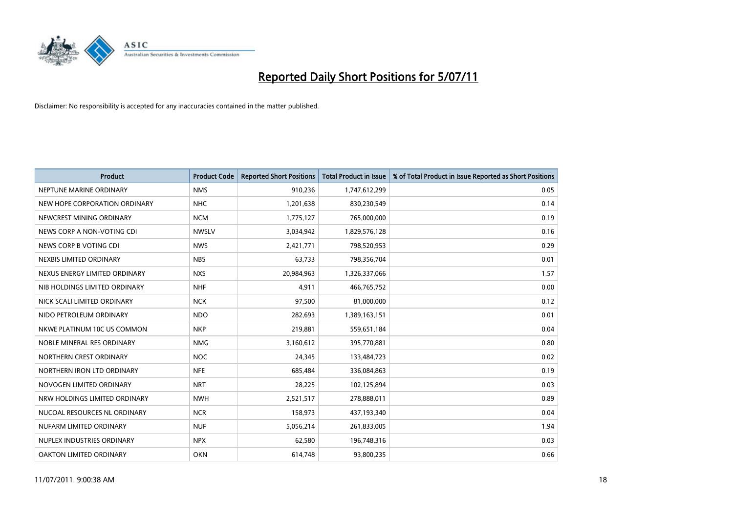# Reported Daily Short Positions for 5/07/11

Disclaimer: No responsibility is accepted for any inaccuracies contained in the matter published.

| Product | Product Code | Reported Short Positions | Total Product in Issue | % of Total Product in Issue Reported as Short Positions |
|---|---|---|---|---|
| NEPTUNE MARINE ORDINARY | NMS | 910,236 | 1,747,612,299 | 0.05 |
| NEW HOPE CORPORATION ORDINARY | NHC | 1,201,638 | 830,230,549 | 0.14 |
| NEWCREST MINING ORDINARY | NCM | 1,775,127 | 765,000,000 | 0.19 |
| NEWS CORP A NON-VOTING CDI | NWSLV | 3,034,942 | 1,829,576,128 | 0.16 |
| NEWS CORP B VOTING CDI | NWS | 2,421,771 | 798,520,953 | 0.29 |
| NEXBIS LIMITED ORDINARY | NBS | 63,733 | 798,356,704 | 0.01 |
| NEXUS ENERGY LIMITED ORDINARY | NXS | 20,984,963 | 1,326,337,066 | 1.57 |
| NIB HOLDINGS LIMITED ORDINARY | NHF | 4,911 | 466,765,752 | 0.00 |
| NICK SCALI LIMITED ORDINARY | NCK | 97,500 | 81,000,000 | 0.12 |
| NIDO PETROLEUM ORDINARY | NDO | 282,693 | 1,389,163,151 | 0.01 |
| NKWE PLATINUM 10C US COMMON | NKP | 219,881 | 559,651,184 | 0.04 |
| NOBLE MINERAL RES ORDINARY | NMG | 3,160,612 | 395,770,881 | 0.80 |
| NORTHERN CREST ORDINARY | NOC | 24,345 | 133,484,723 | 0.02 |
| NORTHERN IRON LTD ORDINARY | NFE | 685,484 | 336,084,863 | 0.19 |
| NOVOGEN LIMITED ORDINARY | NRT | 28,225 | 102,125,894 | 0.03 |
| NRW HOLDINGS LIMITED ORDINARY | NWH | 2,521,517 | 278,888,011 | 0.89 |
| NUCOAL RESOURCES NL ORDINARY | NCR | 158,973 | 437,193,340 | 0.04 |
| NUFARM LIMITED ORDINARY | NUF | 5,056,214 | 261,833,005 | 1.94 |
| NUPLEX INDUSTRIES ORDINARY | NPX | 62,580 | 196,748,316 | 0.03 |
| OAKTON LIMITED ORDINARY | OKN | 614,748 | 93,800,235 | 0.66 |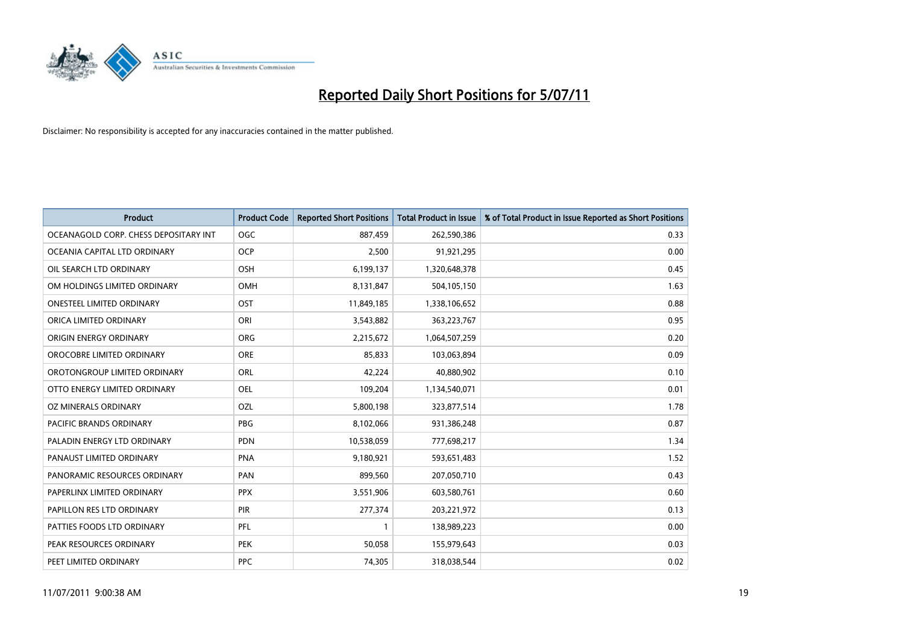# Reported Daily Short Positions for 5/07/11

Disclaimer: No responsibility is accepted for any inaccuracies contained in the matter published.

| Product | Product Code | Reported Short Positions | Total Product in Issue | % of Total Product in Issue Reported as Short Positions |
|---|---|---|---|---|
| OCEANAGOLD CORP. CHESS DEPOSITARY INT | OGC | 887,459 | 262,590,386 | 0.33 |
| OCEANIA CAPITAL LTD ORDINARY | OCP | 2,500 | 91,921,295 | 0.00 |
| OIL SEARCH LTD ORDINARY | OSH | 6,199,137 | 1,320,648,378 | 0.45 |
| OM HOLDINGS LIMITED ORDINARY | OMH | 8,131,847 | 504,105,150 | 1.63 |
| ONESTEEL LIMITED ORDINARY | OST | 11,849,185 | 1,338,106,652 | 0.88 |
| ORICA LIMITED ORDINARY | ORI | 3,543,882 | 363,223,767 | 0.95 |
| ORIGIN ENERGY ORDINARY | ORG | 2,215,672 | 1,064,507,259 | 0.20 |
| OROCOBRE LIMITED ORDINARY | ORE | 85,833 | 103,063,894 | 0.09 |
| OROTONGROUP LIMITED ORDINARY | ORL | 42,224 | 40,880,902 | 0.10 |
| OTTO ENERGY LIMITED ORDINARY | OEL | 109,204 | 1,134,540,071 | 0.01 |
| OZ MINERALS ORDINARY | OZL | 5,800,198 | 323,877,514 | 1.78 |
| PACIFIC BRANDS ORDINARY | PBG | 8,102,066 | 931,386,248 | 0.87 |
| PALADIN ENERGY LTD ORDINARY | PDN | 10,538,059 | 777,698,217 | 1.34 |
| PANAUST LIMITED ORDINARY | PNA | 9,180,921 | 593,651,483 | 1.52 |
| PANORAMIC RESOURCES ORDINARY | PAN | 899,560 | 207,050,710 | 0.43 |
| PAPERLINX LIMITED ORDINARY | PPX | 3,551,906 | 603,580,761 | 0.60 |
| PAPILLON RES LTD ORDINARY | PIR | 277,374 | 203,221,972 | 0.13 |
| PATTIES FOODS LTD ORDINARY | PFL | 1 | 138,989,223 | 0.00 |
| PEAK RESOURCES ORDINARY | PEK | 50,058 | 155,979,643 | 0.03 |
| PEET LIMITED ORDINARY | PPC | 74,305 | 318,038,544 | 0.02 |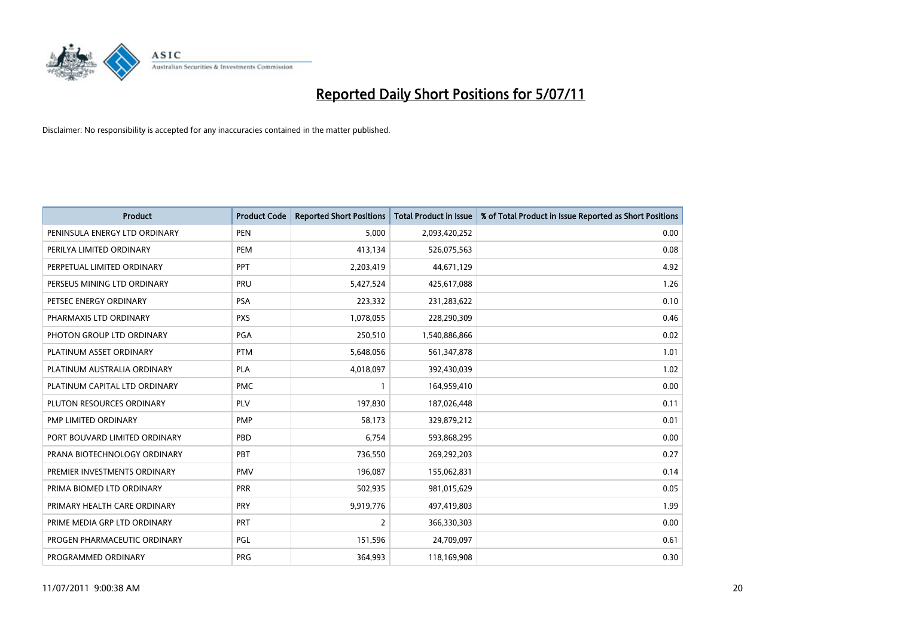# Reported Daily Short Positions for 5/07/11

Disclaimer: No responsibility is accepted for any inaccuracies contained in the matter published.

| Product | Product Code | Reported Short Positions | Total Product in Issue | % of Total Product in Issue Reported as Short Positions |
|---|---|---|---|---|
| PENINSULA ENERGY LTD ORDINARY | PEN | 5,000 | 2,093,420,252 | 0.00 |
| PERILYA LIMITED ORDINARY | PEM | 413,134 | 526,075,563 | 0.08 |
| PERPETUAL LIMITED ORDINARY | PPT | 2,203,419 | 44,671,129 | 4.92 |
| PERSEUS MINING LTD ORDINARY | PRU | 5,427,524 | 425,617,088 | 1.26 |
| PETSEC ENERGY ORDINARY | PSA | 223,332 | 231,283,622 | 0.10 |
| PHARMAXIS LTD ORDINARY | PXS | 1,078,055 | 228,290,309 | 0.46 |
| PHOTON GROUP LTD ORDINARY | PGA | 250,510 | 1,540,886,866 | 0.02 |
| PLATINUM ASSET ORDINARY | PTM | 5,648,056 | 561,347,878 | 1.01 |
| PLATINUM AUSTRALIA ORDINARY | PLA | 4,018,097 | 392,430,039 | 1.02 |
| PLATINUM CAPITAL LTD ORDINARY | PMC | 1 | 164,959,410 | 0.00 |
| PLUTON RESOURCES ORDINARY | PLV | 197,830 | 187,026,448 | 0.11 |
| PMP LIMITED ORDINARY | PMP | 58,173 | 329,879,212 | 0.01 |
| PORT BOUVARD LIMITED ORDINARY | PBD | 6,754 | 593,868,295 | 0.00 |
| PRANA BIOTECHNOLOGY ORDINARY | PBT | 736,550 | 269,292,203 | 0.27 |
| PREMIER INVESTMENTS ORDINARY | PMV | 196,087 | 155,062,831 | 0.14 |
| PRIMA BIOMED LTD ORDINARY | PRR | 502,935 | 981,015,629 | 0.05 |
| PRIMARY HEALTH CARE ORDINARY | PRY | 9,919,776 | 497,419,803 | 1.99 |
| PRIME MEDIA GRP LTD ORDINARY | PRT | 2 | 366,330,303 | 0.00 |
| PROGEN PHARMACEUTIC ORDINARY | PGL | 151,596 | 24,709,097 | 0.61 |
| PROGRAMMED ORDINARY | PRG | 364,993 | 118,169,908 | 0.30 |

11/07/2011 9:00:38 AM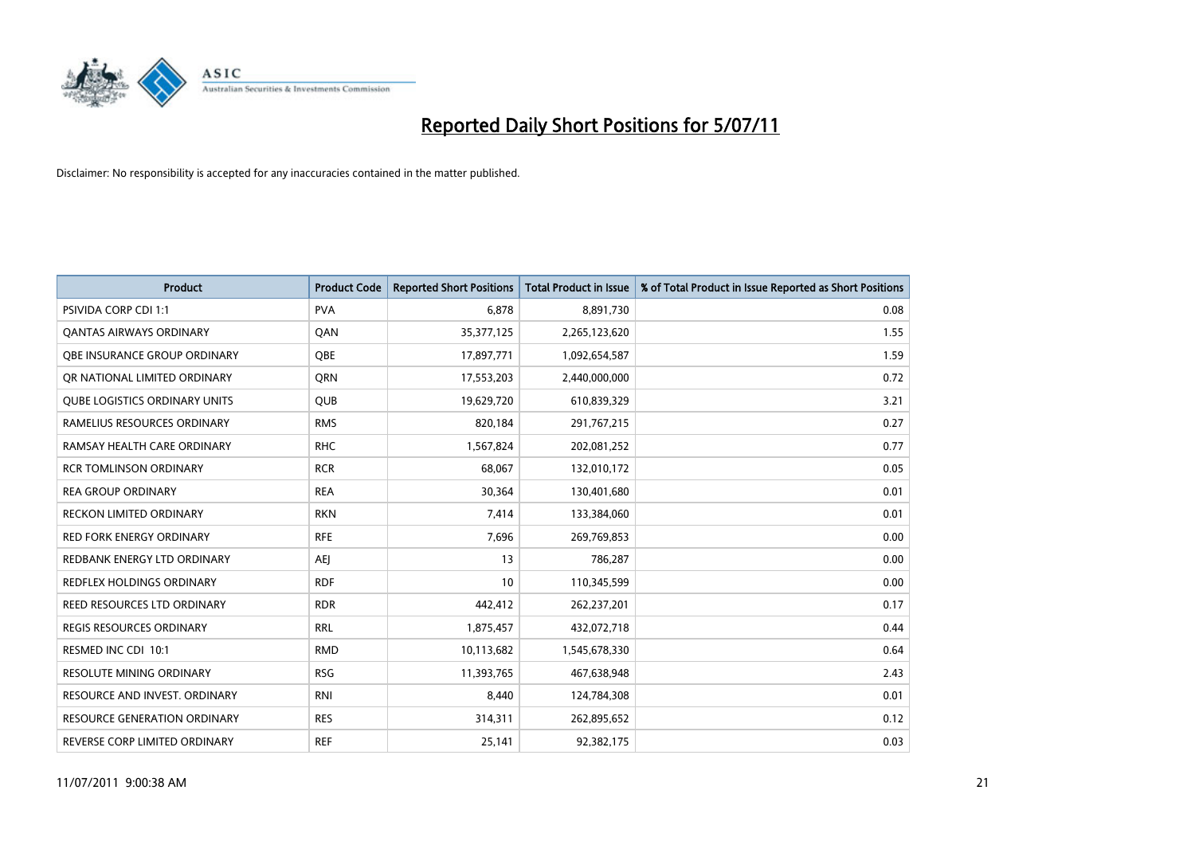# Reported Daily Short Positions for 5/07/11

Disclaimer: No responsibility is accepted for any inaccuracies contained in the matter published.

| Product | Product Code | Reported Short Positions | Total Product in Issue | % of Total Product in Issue Reported as Short Positions |
|---|---|---|---|---|
| PSIVIDA CORP CDI 1:1 | PVA | 6,878 | 8,891,730 | 0.08 |
| QANTAS AIRWAYS ORDINARY | QAN | 35,377,125 | 2,265,123,620 | 1.55 |
| QBE INSURANCE GROUP ORDINARY | QBE | 17,897,771 | 1,092,654,587 | 1.59 |
| QR NATIONAL LIMITED ORDINARY | QRN | 17,553,203 | 2,440,000,000 | 0.72 |
| QUBE LOGISTICS ORDINARY UNITS | QUB | 19,629,720 | 610,839,329 | 3.21 |
| RAMELIUS RESOURCES ORDINARY | RMS | 820,184 | 291,767,215 | 0.27 |
| RAMSAY HEALTH CARE ORDINARY | RHC | 1,567,824 | 202,081,252 | 0.77 |
| RCR TOMLINSON ORDINARY | RCR | 68,067 | 132,010,172 | 0.05 |
| REA GROUP ORDINARY | REA | 30,364 | 130,401,680 | 0.01 |
| RECKON LIMITED ORDINARY | RKN | 7,414 | 133,384,060 | 0.01 |
| RED FORK ENERGY ORDINARY | RFE | 7,696 | 269,769,853 | 0.00 |
| REDBANK ENERGY LTD ORDINARY | AEJ | 13 | 786,287 | 0.00 |
| REDFLEX HOLDINGS ORDINARY | RDF | 10 | 110,345,599 | 0.00 |
| REED RESOURCES LTD ORDINARY | RDR | 442,412 | 262,237,201 | 0.17 |
| REGIS RESOURCES ORDINARY | RRL | 1,875,457 | 432,072,718 | 0.44 |
| RESMED INC CDI 10:1 | RMD | 10,113,682 | 1,545,678,330 | 0.64 |
| RESOLUTE MINING ORDINARY | RSG | 11,393,765 | 467,638,948 | 2.43 |
| RESOURCE AND INVEST. ORDINARY | RNI | 8,440 | 124,784,308 | 0.01 |
| RESOURCE GENERATION ORDINARY | RES | 314,311 | 262,895,652 | 0.12 |
| REVERSE CORP LIMITED ORDINARY | REF | 25,141 | 92,382,175 | 0.03 |

11/07/2011 9:00:38 AM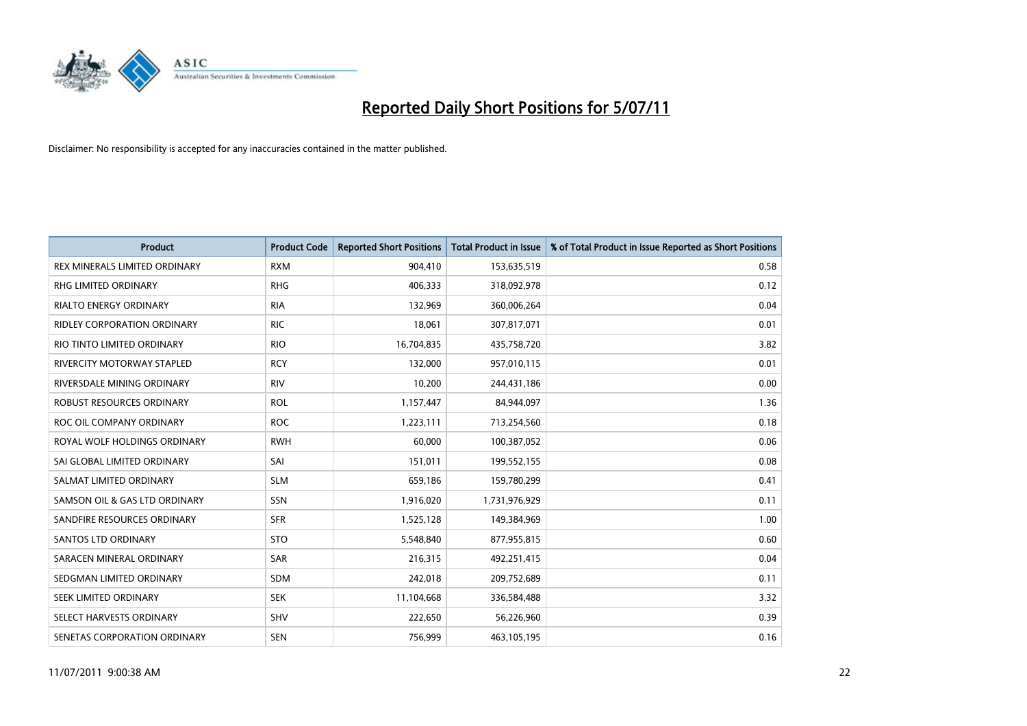# Reported Daily Short Positions for 5/07/11

Disclaimer: No responsibility is accepted for any inaccuracies contained in the matter published.

| Product | Product Code | Reported Short Positions | Total Product in Issue | % of Total Product in Issue Reported as Short Positions |
|---|---|---|---|---|
| REX MINERALS LIMITED ORDINARY | RXM | 904,410 | 153,635,519 | 0.58 |
| RHG LIMITED ORDINARY | RHG | 406,333 | 318,092,978 | 0.12 |
| RIALTO ENERGY ORDINARY | RIA | 132,969 | 360,006,264 | 0.04 |
| RIDLEY CORPORATION ORDINARY | RIC | 18,061 | 307,817,071 | 0.01 |
| RIO TINTO LIMITED ORDINARY | RIO | 16,704,835 | 435,758,720 | 3.82 |
| RIVERCITY MOTORWAY STAPLED | RCY | 132,000 | 957,010,115 | 0.01 |
| RIVERSDALE MINING ORDINARY | RIV | 10,200 | 244,431,186 | 0.00 |
| ROBUST RESOURCES ORDINARY | ROL | 1,157,447 | 84,944,097 | 1.36 |
| ROC OIL COMPANY ORDINARY | ROC | 1,223,111 | 713,254,560 | 0.18 |
| ROYAL WOLF HOLDINGS ORDINARY | RWH | 60,000 | 100,387,052 | 0.06 |
| SAI GLOBAL LIMITED ORDINARY | SAI | 151,011 | 199,552,155 | 0.08 |
| SALMAT LIMITED ORDINARY | SLM | 659,186 | 159,780,299 | 0.41 |
| SAMSON OIL & GAS LTD ORDINARY | SSN | 1,916,020 | 1,731,976,929 | 0.11 |
| SANDFIRE RESOURCES ORDINARY | SFR | 1,525,128 | 149,384,969 | 1.00 |
| SANTOS LTD ORDINARY | STO | 5,548,840 | 877,955,815 | 0.60 |
| SARACEN MINERAL ORDINARY | SAR | 216,315 | 492,251,415 | 0.04 |
| SEDGMAN LIMITED ORDINARY | SDM | 242,018 | 209,752,689 | 0.11 |
| SEEK LIMITED ORDINARY | SEK | 11,104,668 | 336,584,488 | 3.32 |
| SELECT HARVESTS ORDINARY | SHV | 222,650 | 56,226,960 | 0.39 |
| SENETAS CORPORATION ORDINARY | SEN | 756,999 | 463,105,195 | 0.16 |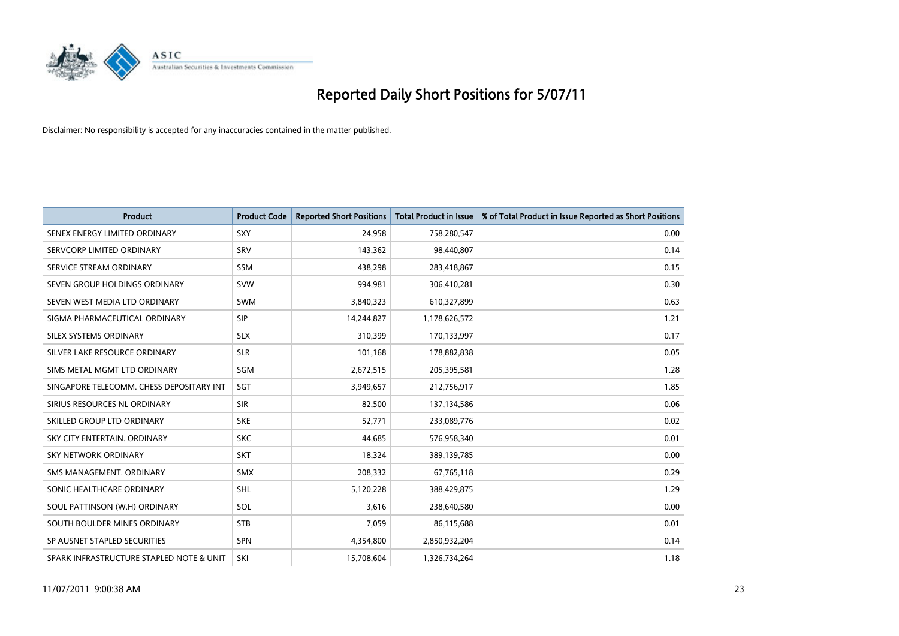# Reported Daily Short Positions for 5/07/11

Disclaimer: No responsibility is accepted for any inaccuracies contained in the matter published.

| Product | Product Code | Reported Short Positions | Total Product in Issue | % of Total Product in Issue Reported as Short Positions |
|---|---|---|---|---|
| SENEX ENERGY LIMITED ORDINARY | SXY | 24,958 | 758,280,547 | 0.00 |
| SERVCORP LIMITED ORDINARY | SRV | 143,362 | 98,440,807 | 0.14 |
| SERVICE STREAM ORDINARY | SSM | 438,298 | 283,418,867 | 0.15 |
| SEVEN GROUP HOLDINGS ORDINARY | SVW | 994,981 | 306,410,281 | 0.30 |
| SEVEN WEST MEDIA LTD ORDINARY | SWM | 3,840,323 | 610,327,899 | 0.63 |
| SIGMA PHARMACEUTICAL ORDINARY | SIP | 14,244,827 | 1,178,626,572 | 1.21 |
| SILEX SYSTEMS ORDINARY | SLX | 310,399 | 170,133,997 | 0.17 |
| SILVER LAKE RESOURCE ORDINARY | SLR | 101,168 | 178,882,838 | 0.05 |
| SIMS METAL MGMT LTD ORDINARY | SGM | 2,672,515 | 205,395,581 | 1.28 |
| SINGAPORE TELECOMM. CHESS DEPOSITARY INT | SGT | 3,949,657 | 212,756,917 | 1.85 |
| SIRIUS RESOURCES NL ORDINARY | SIR | 82,500 | 137,134,586 | 0.06 |
| SKILLED GROUP LTD ORDINARY | SKE | 52,771 | 233,089,776 | 0.02 |
| SKY CITY ENTERTAIN. ORDINARY | SKC | 44,685 | 576,958,340 | 0.01 |
| SKY NETWORK ORDINARY | SKT | 18,324 | 389,139,785 | 0.00 |
| SMS MANAGEMENT. ORDINARY | SMX | 208,332 | 67,765,118 | 0.29 |
| SONIC HEALTHCARE ORDINARY | SHL | 5,120,228 | 388,429,875 | 1.29 |
| SOUL PATTINSON (W.H) ORDINARY | SOL | 3,616 | 238,640,580 | 0.00 |
| SOUTH BOULDER MINES ORDINARY | STB | 7,059 | 86,115,688 | 0.01 |
| SP AUSNET STAPLED SECURITIES | SPN | 4,354,800 | 2,850,932,204 | 0.14 |
| SPARK INFRASTRUCTURE STAPLED NOTE & UNIT | SKI | 15,708,604 | 1,326,734,264 | 1.18 |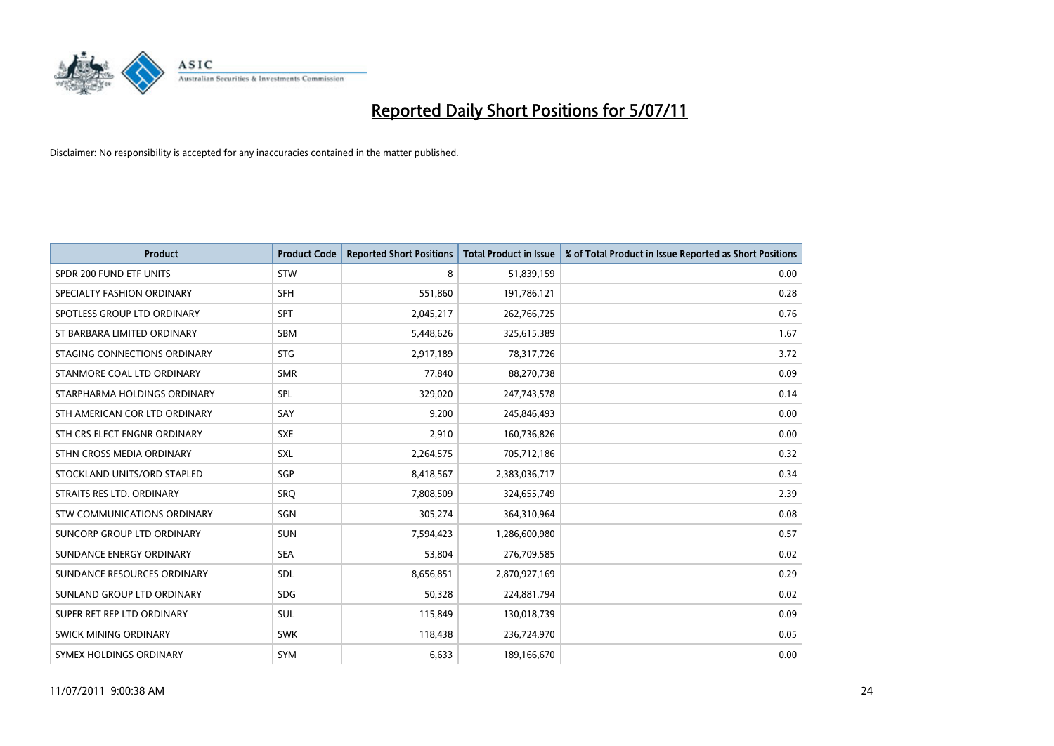# Reported Daily Short Positions for 5/07/11

Disclaimer: No responsibility is accepted for any inaccuracies contained in the matter published.

| Product | Product Code | Reported Short Positions | Total Product in Issue | % of Total Product in Issue Reported as Short Positions |
|---|---|---|---|---|
| SPDR 200 FUND ETF UNITS | STW | 8 | 51,839,159 | 0.00 |
| SPECIALTY FASHION ORDINARY | SFH | 551,860 | 191,786,121 | 0.28 |
| SPOTLESS GROUP LTD ORDINARY | SPT | 2,045,217 | 262,766,725 | 0.76 |
| ST BARBARA LIMITED ORDINARY | SBM | 5,448,626 | 325,615,389 | 1.67 |
| STAGING CONNECTIONS ORDINARY | STG | 2,917,189 | 78,317,726 | 3.72 |
| STANMORE COAL LTD ORDINARY | SMR | 77,840 | 88,270,738 | 0.09 |
| STARPHARMA HOLDINGS ORDINARY | SPL | 329,020 | 247,743,578 | 0.14 |
| STH AMERICAN COR LTD ORDINARY | SAY | 9,200 | 245,846,493 | 0.00 |
| STH CRS ELECT ENGNR ORDINARY | SXE | 2,910 | 160,736,826 | 0.00 |
| STHN CROSS MEDIA ORDINARY | SXL | 2,264,575 | 705,712,186 | 0.32 |
| STOCKLAND UNITS/ORD STAPLED | SGP | 8,418,567 | 2,383,036,717 | 0.34 |
| STRAITS RES LTD. ORDINARY | SRQ | 7,808,509 | 324,655,749 | 2.39 |
| STW COMMUNICATIONS ORDINARY | SGN | 305,274 | 364,310,964 | 0.08 |
| SUNCORP GROUP LTD ORDINARY | SUN | 7,594,423 | 1,286,600,980 | 0.57 |
| SUNDANCE ENERGY ORDINARY | SEA | 53,804 | 276,709,585 | 0.02 |
| SUNDANCE RESOURCES ORDINARY | SDL | 8,656,851 | 2,870,927,169 | 0.29 |
| SUNLAND GROUP LTD ORDINARY | SDG | 50,328 | 224,881,794 | 0.02 |
| SUPER RET REP LTD ORDINARY | SUL | 115,849 | 130,018,739 | 0.09 |
| SWICK MINING ORDINARY | SWK | 118,438 | 236,724,970 | 0.05 |
| SYMEX HOLDINGS ORDINARY | SYM | 6,633 | 189,166,670 | 0.00 |

11/07/2011 9:00:38 AM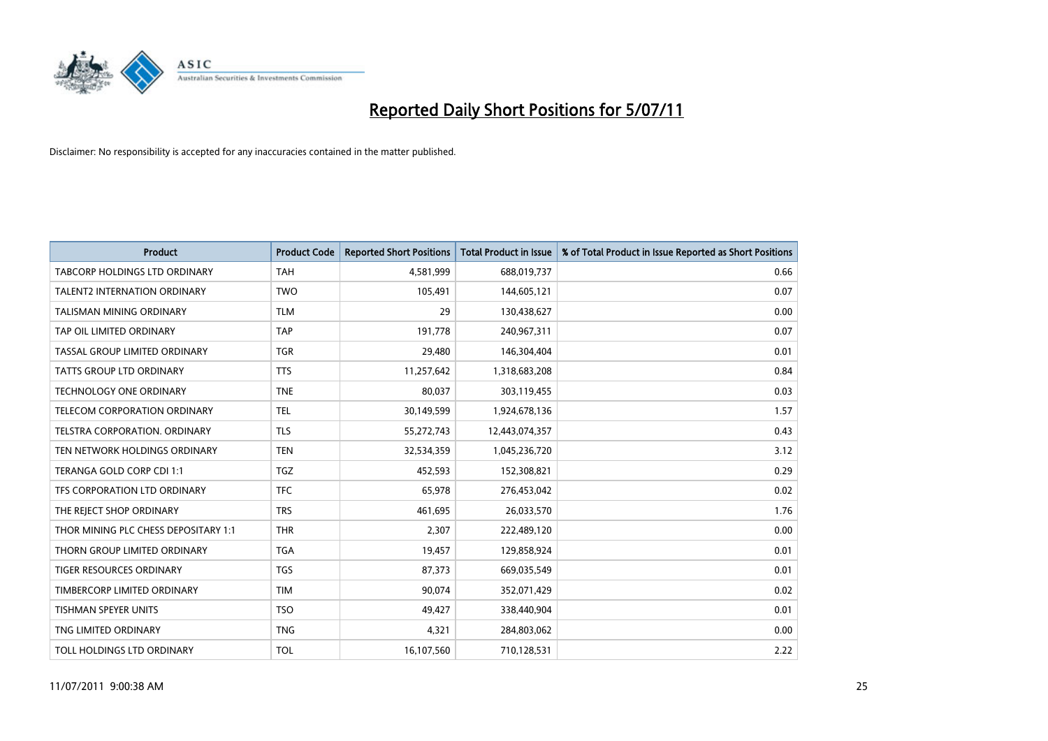# Reported Daily Short Positions for 5/07/11

Disclaimer: No responsibility is accepted for any inaccuracies contained in the matter published.

| Product | Product Code | Reported Short Positions | Total Product in Issue | % of Total Product in Issue Reported as Short Positions |
|---|---|---|---|---|
| TABCORP HOLDINGS LTD ORDINARY | TAH | 4,581,999 | 688,019,737 | 0.66 |
| TALENT2 INTERNATION ORDINARY | TWO | 105,491 | 144,605,121 | 0.07 |
| TALISMAN MINING ORDINARY | TLM | 29 | 130,438,627 | 0.00 |
| TAP OIL LIMITED ORDINARY | TAP | 191,778 | 240,967,311 | 0.07 |
| TASSAL GROUP LIMITED ORDINARY | TGR | 29,480 | 146,304,404 | 0.01 |
| TATTS GROUP LTD ORDINARY | TTS | 11,257,642 | 1,318,683,208 | 0.84 |
| TECHNOLOGY ONE ORDINARY | TNE | 80,037 | 303,119,455 | 0.03 |
| TELECOM CORPORATION ORDINARY | TEL | 30,149,599 | 1,924,678,136 | 1.57 |
| TELSTRA CORPORATION. ORDINARY | TLS | 55,272,743 | 12,443,074,357 | 0.43 |
| TEN NETWORK HOLDINGS ORDINARY | TEN | 32,534,359 | 1,045,236,720 | 3.12 |
| TERANGA GOLD CORP CDI 1:1 | TGZ | 452,593 | 152,308,821 | 0.29 |
| TFS CORPORATION LTD ORDINARY | TFC | 65,978 | 276,453,042 | 0.02 |
| THE REJECT SHOP ORDINARY | TRS | 461,695 | 26,033,570 | 1.76 |
| THOR MINING PLC CHESS DEPOSITARY 1:1 | THR | 2,307 | 222,489,120 | 0.00 |
| THORN GROUP LIMITED ORDINARY | TGA | 19,457 | 129,858,924 | 0.01 |
| TIGER RESOURCES ORDINARY | TGS | 87,373 | 669,035,549 | 0.01 |
| TIMBERCORP LIMITED ORDINARY | TIM | 90,074 | 352,071,429 | 0.02 |
| TISHMAN SPEYER UNITS | TSO | 49,427 | 338,440,904 | 0.01 |
| TNG LIMITED ORDINARY | TNG | 4,321 | 284,803,062 | 0.00 |
| TOLL HOLDINGS LTD ORDINARY | TOL | 16,107,560 | 710,128,531 | 2.22 |

11/07/2011 9:00:38 AM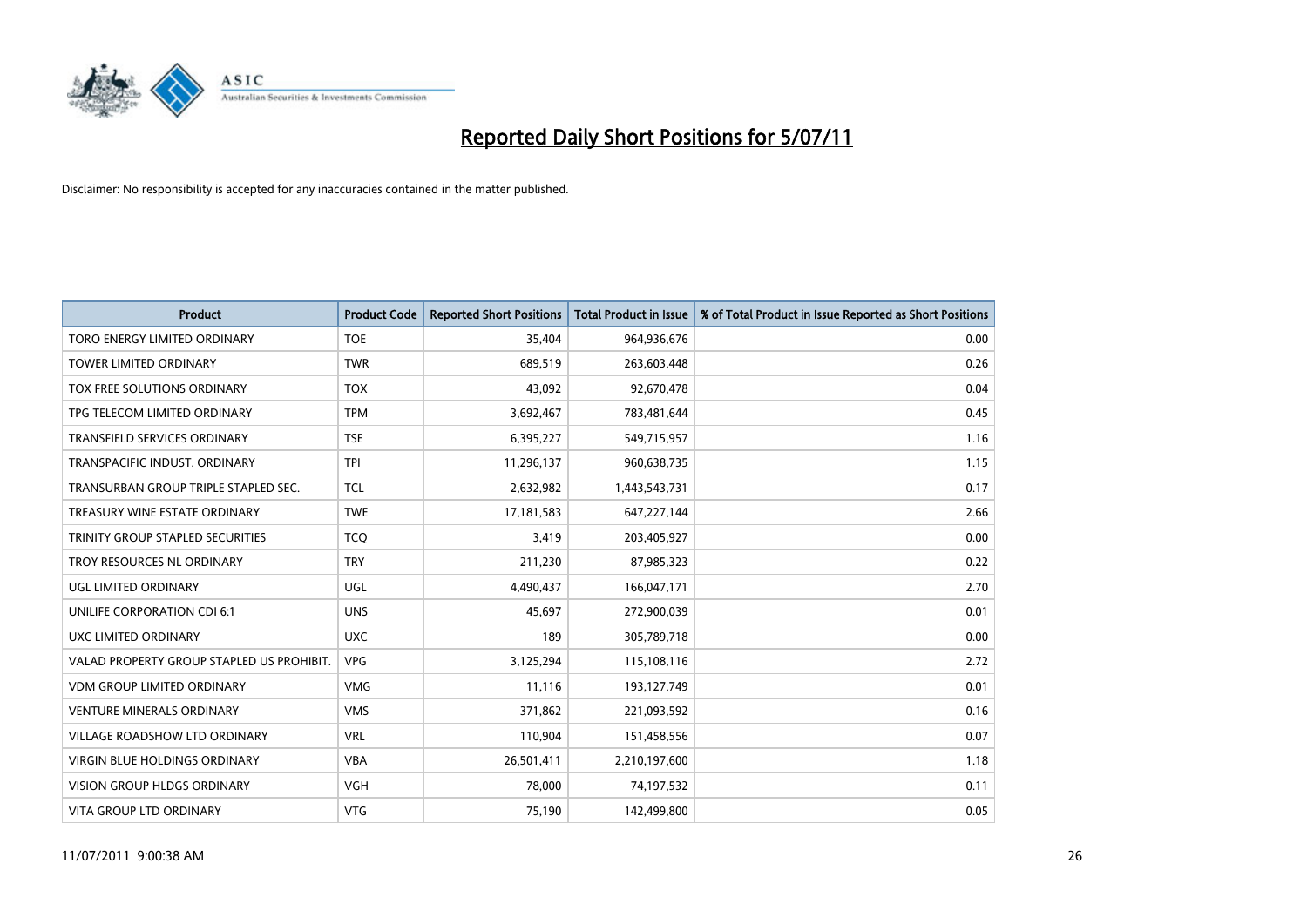# Reported Daily Short Positions for 5/07/11

Disclaimer: No responsibility is accepted for any inaccuracies contained in the matter published.

| Product | Product Code | Reported Short Positions | Total Product in Issue | % of Total Product in Issue Reported as Short Positions |
|---|---|---|---|---|
| TORO ENERGY LIMITED ORDINARY | TOE | 35,404 | 964,936,676 | 0.00 |
| TOWER LIMITED ORDINARY | TWR | 689,519 | 263,603,448 | 0.26 |
| TOX FREE SOLUTIONS ORDINARY | TOX | 43,092 | 92,670,478 | 0.04 |
| TPG TELECOM LIMITED ORDINARY | TPM | 3,692,467 | 783,481,644 | 0.45 |
| TRANSFIELD SERVICES ORDINARY | TSE | 6,395,227 | 549,715,957 | 1.16 |
| TRANSPACIFIC INDUST. ORDINARY | TPI | 11,296,137 | 960,638,735 | 1.15 |
| TRANSURBAN GROUP TRIPLE STAPLED SEC. | TCL | 2,632,982 | 1,443,543,731 | 0.17 |
| TREASURY WINE ESTATE ORDINARY | TWE | 17,181,583 | 647,227,144 | 2.66 |
| TRINITY GROUP STAPLED SECURITIES | TCQ | 3,419 | 203,405,927 | 0.00 |
| TROY RESOURCES NL ORDINARY | TRY | 211,230 | 87,985,323 | 0.22 |
| UGL LIMITED ORDINARY | UGL | 4,490,437 | 166,047,171 | 2.70 |
| UNILIFE CORPORATION CDI 6:1 | UNS | 45,697 | 272,900,039 | 0.01 |
| UXC LIMITED ORDINARY | UXC | 189 | 305,789,718 | 0.00 |
| VALAD PROPERTY GROUP STAPLED US PROHIBIT. | VPG | 3,125,294 | 115,108,116 | 2.72 |
| VDM GROUP LIMITED ORDINARY | VMG | 11,116 | 193,127,749 | 0.01 |
| VENTURE MINERALS ORDINARY | VMS | 371,862 | 221,093,592 | 0.16 |
| VILLAGE ROADSHOW LTD ORDINARY | VRL | 110,904 | 151,458,556 | 0.07 |
| VIRGIN BLUE HOLDINGS ORDINARY | VBA | 26,501,411 | 2,210,197,600 | 1.18 |
| VISION GROUP HLDGS ORDINARY | VGH | 78,000 | 74,197,532 | 0.11 |
| VITA GROUP LTD ORDINARY | VTG | 75,190 | 142,499,800 | 0.05 |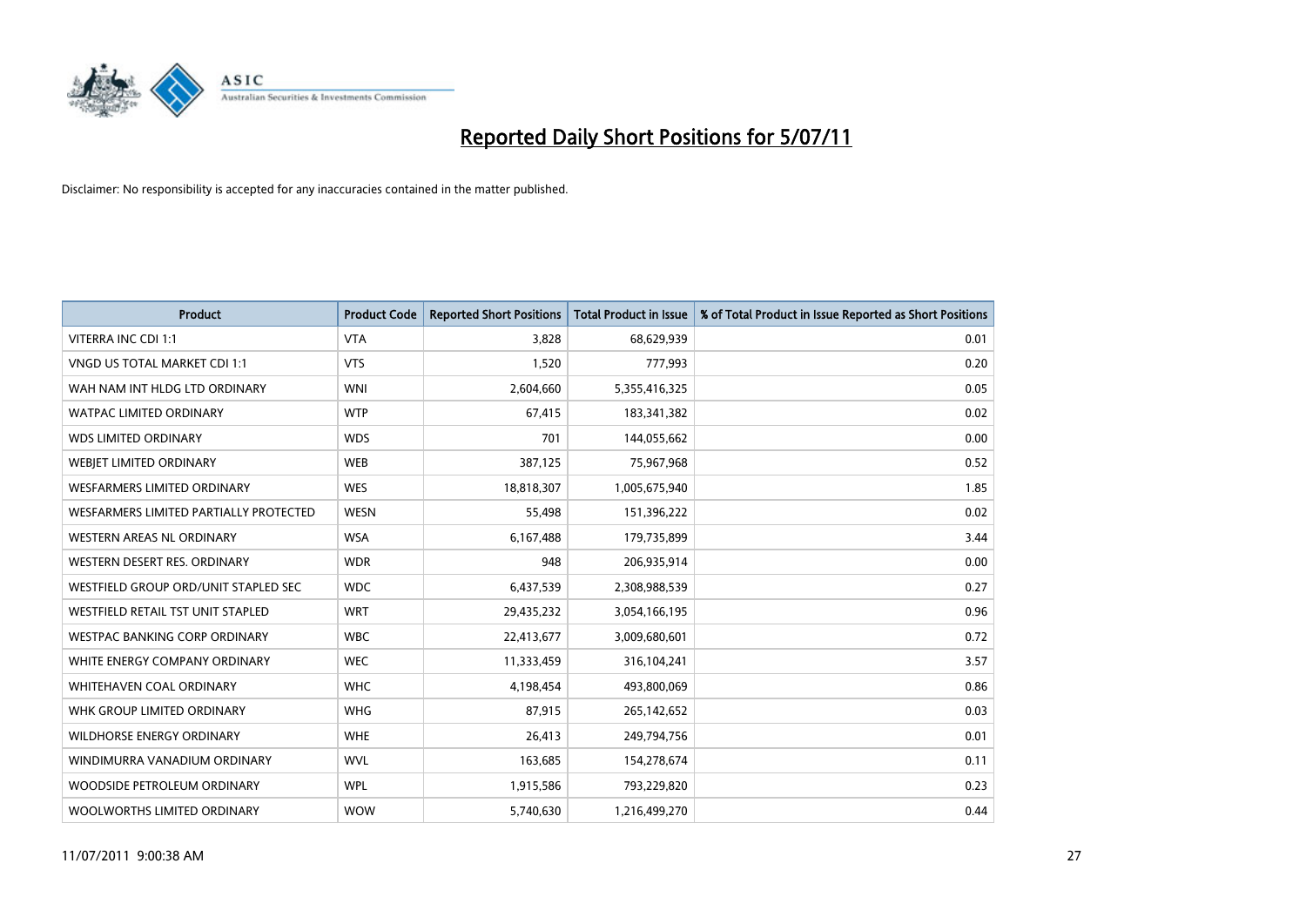# Reported Daily Short Positions for 5/07/11

Disclaimer: No responsibility is accepted for any inaccuracies contained in the matter published.

| Product | Product Code | Reported Short Positions | Total Product in Issue | % of Total Product in Issue Reported as Short Positions |
|---|---|---|---|---|
| VITERRA INC CDI 1:1 | VTA | 3,828 | 68,629,939 | 0.01 |
| VNGD US TOTAL MARKET CDI 1:1 | VTS | 1,520 | 777,993 | 0.20 |
| WAH NAM INT HLDG LTD ORDINARY | WNI | 2,604,660 | 5,355,416,325 | 0.05 |
| WATPAC LIMITED ORDINARY | WTP | 67,415 | 183,341,382 | 0.02 |
| WDS LIMITED ORDINARY | WDS | 701 | 144,055,662 | 0.00 |
| WEBJET LIMITED ORDINARY | WEB | 387,125 | 75,967,968 | 0.52 |
| WESFARMERS LIMITED ORDINARY | WES | 18,818,307 | 1,005,675,940 | 1.85 |
| WESFARMERS LIMITED PARTIALLY PROTECTED | WESN | 55,498 | 151,396,222 | 0.02 |
| WESTERN AREAS NL ORDINARY | WSA | 6,167,488 | 179,735,899 | 3.44 |
| WESTERN DESERT RES. ORDINARY | WDR | 948 | 206,935,914 | 0.00 |
| WESTFIELD GROUP ORD/UNIT STAPLED SEC | WDC | 6,437,539 | 2,308,988,539 | 0.27 |
| WESTFIELD RETAIL TST UNIT STAPLED | WRT | 29,435,232 | 3,054,166,195 | 0.96 |
| WESTPAC BANKING CORP ORDINARY | WBC | 22,413,677 | 3,009,680,601 | 0.72 |
| WHITE ENERGY COMPANY ORDINARY | WEC | 11,333,459 | 316,104,241 | 3.57 |
| WHITEHAVEN COAL ORDINARY | WHC | 4,198,454 | 493,800,069 | 0.86 |
| WHK GROUP LIMITED ORDINARY | WHG | 87,915 | 265,142,652 | 0.03 |
| WILDHORSE ENERGY ORDINARY | WHE | 26,413 | 249,794,756 | 0.01 |
| WINDIMURRA VANADIUM ORDINARY | WVL | 163,685 | 154,278,674 | 0.11 |
| WOODSIDE PETROLEUM ORDINARY | WPL | 1,915,586 | 793,229,820 | 0.23 |
| WOOLWORTHS LIMITED ORDINARY | WOW | 5,740,630 | 1,216,499,270 | 0.44 |

11/07/2011 9:00:38 AM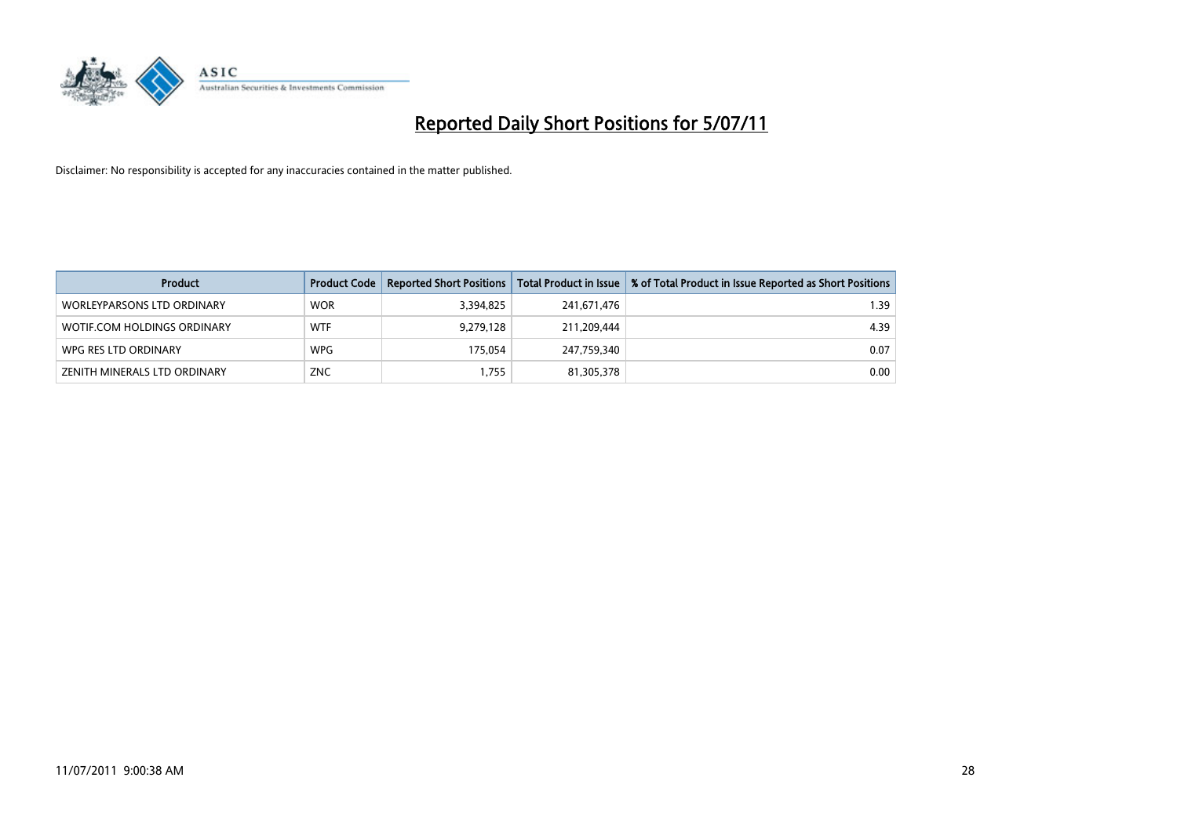# Reported Daily Short Positions for 5/07/11

Disclaimer: No responsibility is accepted for any inaccuracies contained in the matter published.

| Product | Product Code | Reported Short Positions | Total Product in Issue | % of Total Product in Issue Reported as Short Positions |
|---|---|---|---|---|
| WORLEYPARSONS LTD ORDINARY | WOR | 3,394,825 | 241,671,476 | 1.39 |
| WOTIF.COM HOLDINGS ORDINARY | WTF | 9,279,128 | 211,209,444 | 4.39 |
| WPG RES LTD ORDINARY | WPG | 175,054 | 247,759,340 | 0.07 |
| ZENITH MINERALS LTD ORDINARY | ZNC | 1,755 | 81,305,378 | 0.00 |

11/07/2011 9:00:38 AM